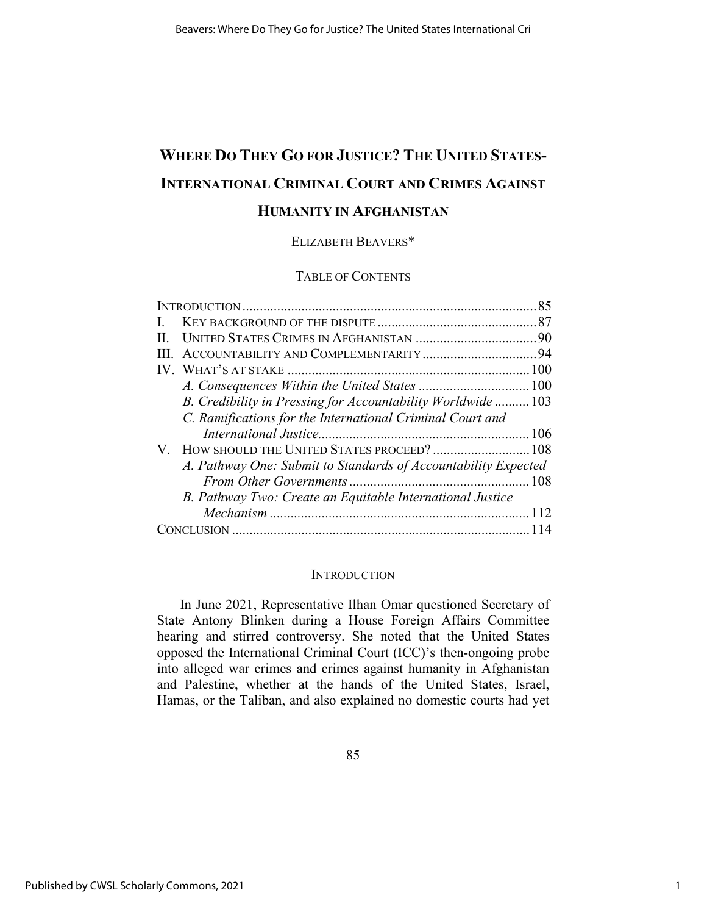# WHERE DO THEY GO FOR JUSTICE? THE UNITED STATES-INTERNATIONAL CRIMINAL COURT AND CRIMES AGAINST HUMANITY IN AFGHANISTAN

ELIZABETH BEAVERS*

TABLE OF CONTENTS

| | |
|---|---|
| INTRODUCTION | 85 |
| I. KEY BACKGROUND OF THE DISPUTE | 87 |
| II. UNITED STATES CRIMES IN AFGHANISTAN | 90 |
| III. ACCOUNTABILITY AND COMPLEMENTARITY | 94 |
| IV. WHAT'S AT STAKE | 100 |
| *A. Consequences Within the United States* | 100 |
| *B. Credibility in Pressing for Accountability Worldwide* | 103 |
| *C. Ramifications for the International Criminal Court and International Justice* | 106 |
| V. HOW SHOULD THE UNITED STATES PROCEED? | 108 |
| *A. Pathway One: Submit to Standards of Accountability Expected From Other Governments* | 108 |
| *B. Pathway Two: Create an Equitable International Justice Mechanism* | 112 |
| CONCLUSION | 114 |

## INTRODUCTION

In June 2021, Representative Ilhan Omar questioned Secretary of State Antony Blinken during a House Foreign Affairs Committee hearing and stirred controversy. She noted that the United States opposed the International Criminal Court (ICC)'s then-ongoing probe into alleged war crimes and crimes against humanity in Afghanistan and Palestine, whether at the hands of the United States, Israel, Hamas, or the Taliban, and also explained no domestic courts had yet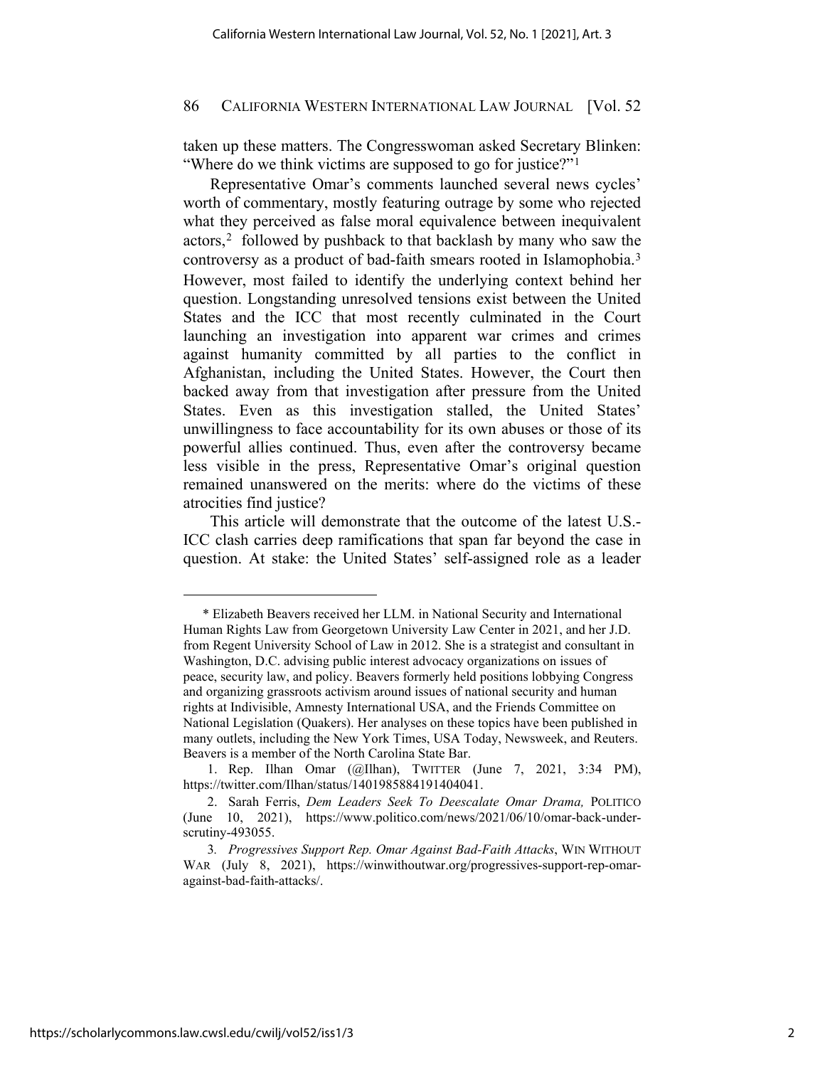taken up these matters. The Congresswoman asked Secretary Blinken: "Where do we think victims are supposed to go for justice?"[1]

Representative Omar's comments launched several news cycles' worth of commentary, mostly featuring outrage by some who rejected what they perceived as false moral equivalence between inequivalent actors,[2] followed by pushback to that backlash by many who saw the controversy as a product of bad-faith smears rooted in Islamophobia.[3] However, most failed to identify the underlying context behind her question. Longstanding unresolved tensions exist between the United States and the ICC that most recently culminated in the Court launching an investigation into apparent war crimes and crimes against humanity committed by all parties to the conflict in Afghanistan, including the United States. However, the Court then backed away from that investigation after pressure from the United States. Even as this investigation stalled, the United States' unwillingness to face accountability for its own abuses or those of its powerful allies continued. Thus, even after the controversy became less visible in the press, Representative Omar's original question remained unanswered on the merits: where do the victims of these atrocities find justice?

This article will demonstrate that the outcome of the latest U.S.-ICC clash carries deep ramifications that span far beyond the case in question. At stake: the United States' self-assigned role as a leader

---

\* Elizabeth Beavers received her LLM. in National Security and International Human Rights Law from Georgetown University Law Center in 2021, and her J.D. from Regent University School of Law in 2012. She is a strategist and consultant in Washington, D.C. advising public interest advocacy organizations on issues of peace, security law, and policy. Beavers formerly held positions lobbying Congress and organizing grassroots activism around issues of national security and human rights at Indivisible, Amnesty International USA, and the Friends Committee on National Legislation (Quakers). Her analyses on these topics have been published in many outlets, including the New York Times, USA Today, Newsweek, and Reuters. Beavers is a member of the North Carolina State Bar.

1. Rep. Ilhan Omar (@Ilhan), TWITTER (June 7, 2021, 3:34 PM), https://twitter.com/Ilhan/status/1401985884191404041.

2. Sarah Ferris, *Dem Leaders Seek To Deescalate Omar Drama,* POLITICO (June 10, 2021), https://www.politico.com/news/2021/06/10/omar-back-under-scrutiny-493055.

3. *Progressives Support Rep. Omar Against Bad-Faith Attacks*, WIN WITHOUT WAR (July 8, 2021), https://winwithoutwar.org/progressives-support-rep-omar-against-bad-faith-attacks/.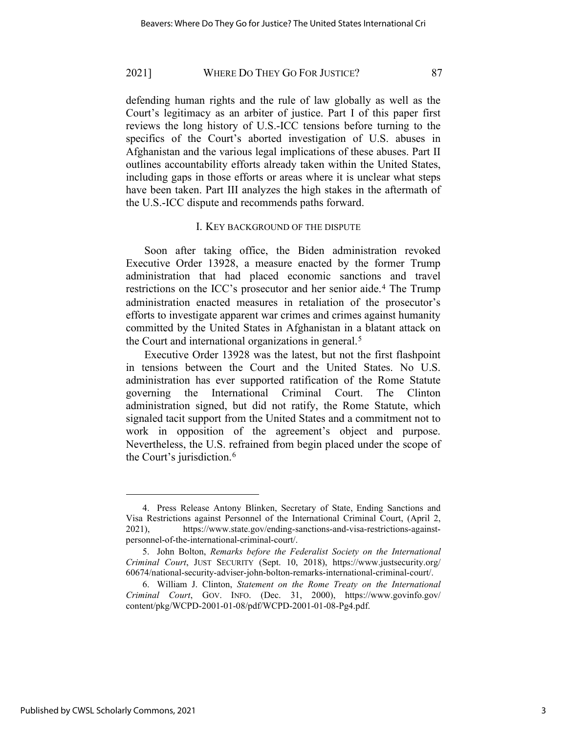defending human rights and the rule of law globally as well as the Court's legitimacy as an arbiter of justice. Part I of this paper first reviews the long history of U.S.-ICC tensions before turning to the specifics of the Court's aborted investigation of U.S. abuses in Afghanistan and the various legal implications of these abuses. Part II outlines accountability efforts already taken within the United States, including gaps in those efforts or areas where it is unclear what steps have been taken. Part III analyzes the high stakes in the aftermath of the U.S.-ICC dispute and recommends paths forward.

## I. KEY BACKGROUND OF THE DISPUTE

Soon after taking office, the Biden administration revoked Executive Order 13928, a measure enacted by the former Trump administration that had placed economic sanctions and travel restrictions on the ICC's prosecutor and her senior aide.[4] The Trump administration enacted measures in retaliation of the prosecutor's efforts to investigate apparent war crimes and crimes against humanity committed by the United States in Afghanistan in a blatant attack on the Court and international organizations in general.[5]

Executive Order 13928 was the latest, but not the first flashpoint in tensions between the Court and the United States. No U.S. administration has ever supported ratification of the Rome Statute governing the International Criminal Court. The Clinton administration signed, but did not ratify, the Rome Statute, which signaled tacit support from the United States and a commitment not to work in opposition of the agreement's object and purpose. Nevertheless, the U.S. refrained from begin placed under the scope of the Court's jurisdiction.[6]

---

4. Press Release Antony Blinken, Secretary of State, Ending Sanctions and Visa Restrictions against Personnel of the International Criminal Court, (April 2, 2021), https://www.state.gov/ending-sanctions-and-visa-restrictions-against-personnel-of-the-international-criminal-court/.

5. John Bolton, *Remarks before the Federalist Society on the International Criminal Court*, JUST SECURITY (Sept. 10, 2018), https://www.justsecurity.org/60674/national-security-adviser-john-bolton-remarks-international-criminal-court/.

6. William J. Clinton, *Statement on the Rome Treaty on the International Criminal Court*, GOV. INFO. (Dec. 31, 2000), https://www.govinfo.gov/content/pkg/WCPD-2001-01-08/pdf/WCPD-2001-01-08-Pg4.pdf.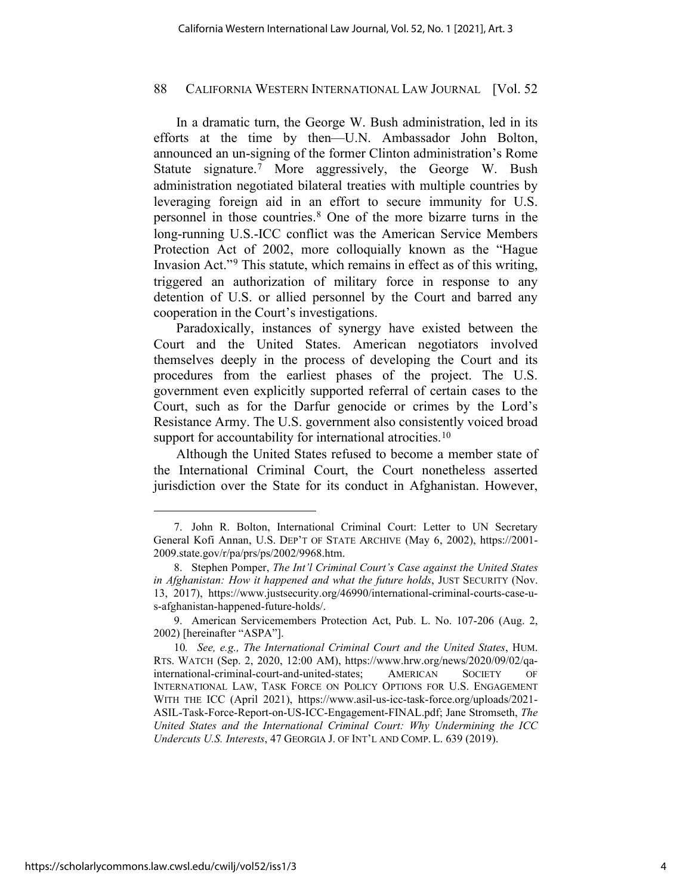In a dramatic turn, the George W. Bush administration, led in its efforts at the time by then—U.N. Ambassador John Bolton, announced an un-signing of the former Clinton administration's Rome Statute signature.[7] More aggressively, the George W. Bush administration negotiated bilateral treaties with multiple countries by leveraging foreign aid in an effort to secure immunity for U.S. personnel in those countries.[8] One of the more bizarre turns in the long-running U.S.-ICC conflict was the American Service Members Protection Act of 2002, more colloquially known as the "Hague Invasion Act."[9] This statute, which remains in effect as of this writing, triggered an authorization of military force in response to any detention of U.S. or allied personnel by the Court and barred any cooperation in the Court's investigations.

Paradoxically, instances of synergy have existed between the Court and the United States. American negotiators involved themselves deeply in the process of developing the Court and its procedures from the earliest phases of the project. The U.S. government even explicitly supported referral of certain cases to the Court, such as for the Darfur genocide or crimes by the Lord's Resistance Army. The U.S. government also consistently voiced broad support for accountability for international atrocities.[10]

Although the United States refused to become a member state of the International Criminal Court, the Court nonetheless asserted jurisdiction over the State for its conduct in Afghanistan. However,

---

7. John R. Bolton, International Criminal Court: Letter to UN Secretary General Kofi Annan, U.S. DEP'T OF STATE ARCHIVE (May 6, 2002), https://2001-2009.state.gov/r/pa/prs/ps/2002/9968.htm.

8. Stephen Pomper, *The Int'l Criminal Court's Case against the United States in Afghanistan: How it happened and what the future holds*, JUST SECURITY (Nov. 13, 2017), https://www.justsecurity.org/46990/international-criminal-courts-case-u-s-afghanistan-happened-future-holds/.

9. American Servicemembers Protection Act, Pub. L. No. 107-206 (Aug. 2, 2002) [hereinafter "ASPA"].

10. *See, e.g., The International Criminal Court and the United States*, HUM. RTS. WATCH (Sep. 2, 2020, 12:00 AM), https://www.hrw.org/news/2020/09/02/qa-international-criminal-court-and-united-states; AMERICAN SOCIETY OF INTERNATIONAL LAW, TASK FORCE ON POLICY OPTIONS FOR U.S. ENGAGEMENT WITH THE ICC (April 2021), https://www.asil-us-icc-task-force.org/uploads/2021-ASIL-Task-Force-Report-on-US-ICC-Engagement-FINAL.pdf; Jane Stromseth, *The United States and the International Criminal Court: Why Undermining the ICC Undercuts U.S. Interests*, 47 GEORGIA J. OF INT'L AND COMP. L. 639 (2019).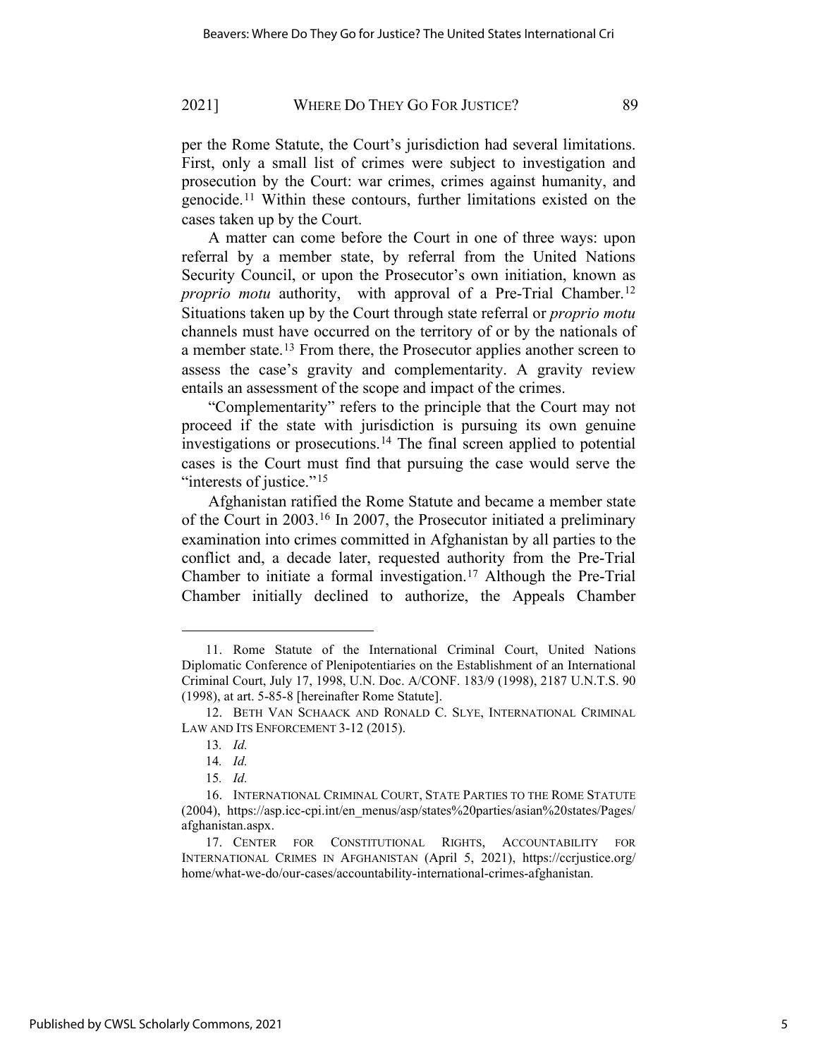per the Rome Statute, the Court's jurisdiction had several limitations. First, only a small list of crimes were subject to investigation and prosecution by the Court: war crimes, crimes against humanity, and genocide.[11] Within these contours, further limitations existed on the cases taken up by the Court.

A matter can come before the Court in one of three ways: upon referral by a member state, by referral from the United Nations Security Council, or upon the Prosecutor's own initiation, known as *proprio motu* authority, with approval of a Pre-Trial Chamber.[12] Situations taken up by the Court through state referral or *proprio motu* channels must have occurred on the territory of or by the nationals of a member state.[13] From there, the Prosecutor applies another screen to assess the case's gravity and complementarity. A gravity review entails an assessment of the scope and impact of the crimes.

"Complementarity" refers to the principle that the Court may not proceed if the state with jurisdiction is pursuing its own genuine investigations or prosecutions.[14] The final screen applied to potential cases is the Court must find that pursuing the case would serve the "interests of justice."[15]

Afghanistan ratified the Rome Statute and became a member state of the Court in 2003.[16] In 2007, the Prosecutor initiated a preliminary examination into crimes committed in Afghanistan by all parties to the conflict and, a decade later, requested authority from the Pre-Trial Chamber to initiate a formal investigation.[17] Although the Pre-Trial Chamber initially declined to authorize, the Appeals Chamber

---

11. Rome Statute of the International Criminal Court, United Nations Diplomatic Conference of Plenipotentiaries on the Establishment of an International Criminal Court, July 17, 1998, U.N. Doc. A/CONF. 183/9 (1998), 2187 U.N.T.S. 90 (1998), at art. 5-85-8 [hereinafter Rome Statute].

12. BETH VAN SCHAACK AND RONALD C. SLYE, INTERNATIONAL CRIMINAL LAW AND ITS ENFORCEMENT 3-12 (2015).

13. *Id.*

14. *Id.*

15. *Id.*

16. INTERNATIONAL CRIMINAL COURT, STATE PARTIES TO THE ROME STATUTE (2004), https://asp.icc-cpi.int/en_menus/asp/states%20parties/asian%20states/Pages/afghanistan.aspx.

17. CENTER FOR CONSTITUTIONAL RIGHTS, ACCOUNTABILITY FOR INTERNATIONAL CRIMES IN AFGHANISTAN (April 5, 2021), https://ccrjustice.org/home/what-we-do/our-cases/accountability-international-crimes-afghanistan.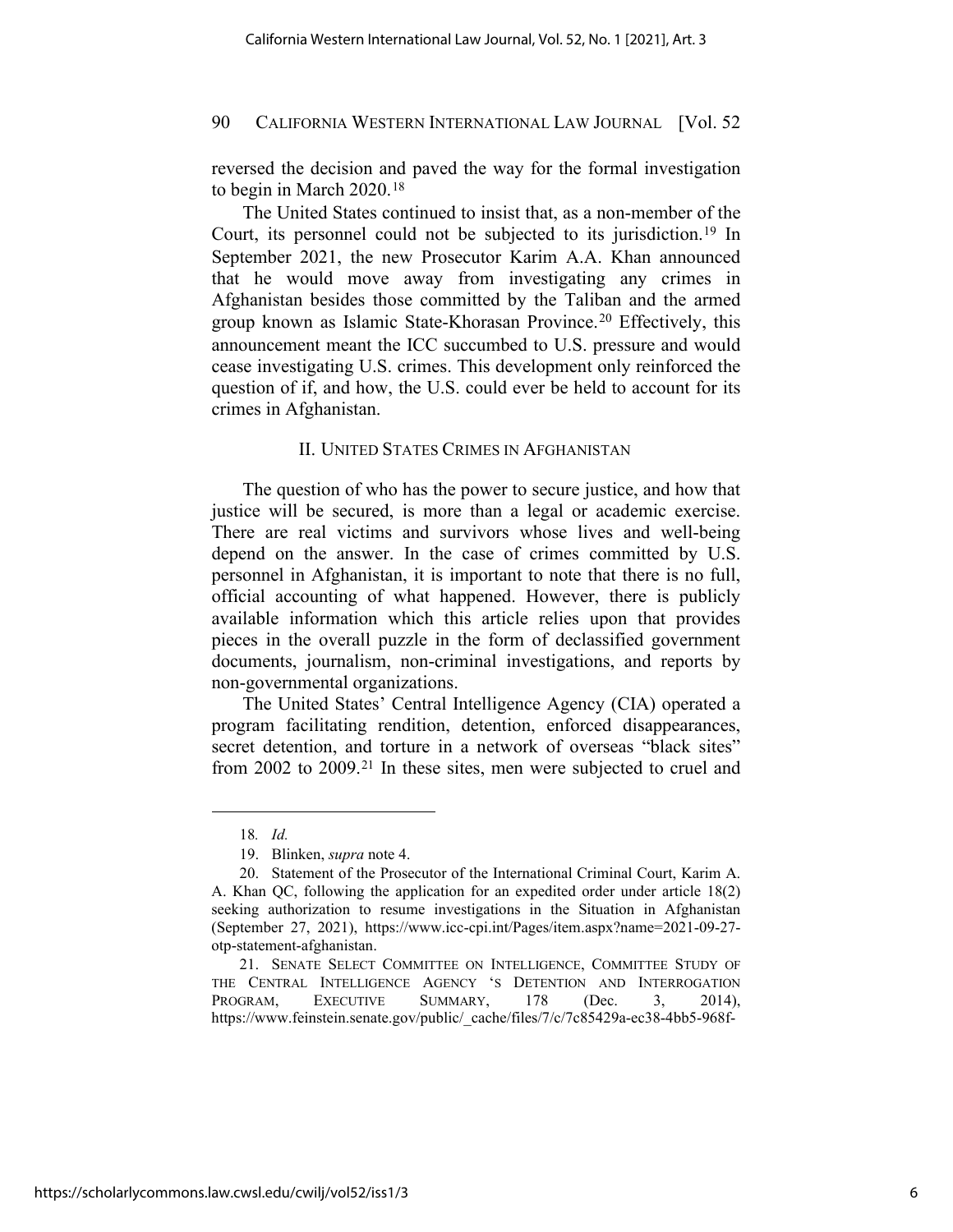reversed the decision and paved the way for the formal investigation to begin in March 2020.[18]

The United States continued to insist that, as a non-member of the Court, its personnel could not be subjected to its jurisdiction.[19] In September 2021, the new Prosecutor Karim A.A. Khan announced that he would move away from investigating any crimes in Afghanistan besides those committed by the Taliban and the armed group known as Islamic State-Khorasan Province.[20] Effectively, this announcement meant the ICC succumbed to U.S. pressure and would cease investigating U.S. crimes. This development only reinforced the question of if, and how, the U.S. could ever be held to account for its crimes in Afghanistan.

## II. UNITED STATES CRIMES IN AFGHANISTAN

The question of who has the power to secure justice, and how that justice will be secured, is more than a legal or academic exercise. There are real victims and survivors whose lives and well-being depend on the answer. In the case of crimes committed by U.S. personnel in Afghanistan, it is important to note that there is no full, official accounting of what happened. However, there is publicly available information which this article relies upon that provides pieces in the overall puzzle in the form of declassified government documents, journalism, non-criminal investigations, and reports by non-governmental organizations.

The United States' Central Intelligence Agency (CIA) operated a program facilitating rendition, detention, enforced disappearances, secret detention, and torture in a network of overseas "black sites" from 2002 to 2009.[21] In these sites, men were subjected to cruel and

---

18. *Id.*

19. Blinken, *supra* note 4.

20. Statement of the Prosecutor of the International Criminal Court, Karim A. A. Khan QC, following the application for an expedited order under article 18(2) seeking authorization to resume investigations in the Situation in Afghanistan (September 27, 2021), https://www.icc-cpi.int/Pages/item.aspx?name=2021-09-27-otp-statement-afghanistan.

21. SENATE SELECT COMMITTEE ON INTELLIGENCE, COMMITTEE STUDY OF THE CENTRAL INTELLIGENCE AGENCY 'S DETENTION AND INTERROGATION PROGRAM, EXECUTIVE SUMMARY, 178 (Dec. 3, 2014), https://www.feinstein.senate.gov/public/_cache/files/7/c/7c85429a-ec38-4bb5-968f-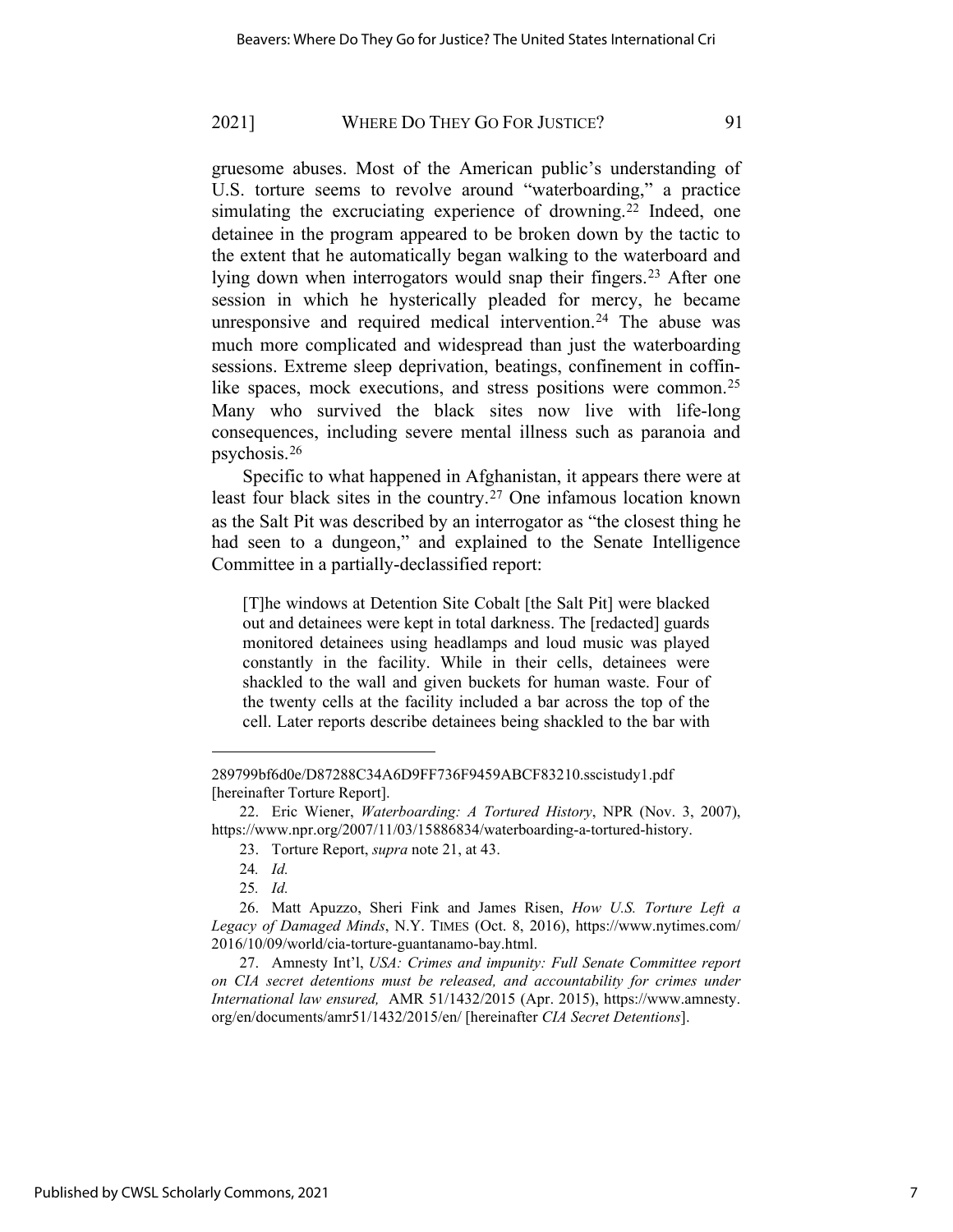gruesome abuses. Most of the American public's understanding of U.S. torture seems to revolve around "waterboarding," a practice simulating the excruciating experience of drowning.[22] Indeed, one detainee in the program appeared to be broken down by the tactic to the extent that he automatically began walking to the waterboard and lying down when interrogators would snap their fingers.[23] After one session in which he hysterically pleaded for mercy, he became unresponsive and required medical intervention.[24] The abuse was much more complicated and widespread than just the waterboarding sessions. Extreme sleep deprivation, beatings, confinement in coffin-like spaces, mock executions, and stress positions were common.[25] Many who survived the black sites now live with life-long consequences, including severe mental illness such as paranoia and psychosis.[26]

Specific to what happened in Afghanistan, it appears there were at least four black sites in the country.[27] One infamous location known as the Salt Pit was described by an interrogator as "the closest thing he had seen to a dungeon," and explained to the Senate Intelligence Committee in a partially-declassified report:

> [T]he windows at Detention Site Cobalt [the Salt Pit] were blacked out and detainees were kept in total darkness. The [redacted] guards monitored detainees using headlamps and loud music was played constantly in the facility. While in their cells, detainees were shackled to the wall and given buckets for human waste. Four of the twenty cells at the facility included a bar across the top of the cell. Later reports describe detainees being shackled to the bar with

---

289799bf6d0e/D87288C34A6D9FF736F9459ABCF83210.sscistudy1.pdf [hereinafter Torture Report].

22. Eric Wiener, *Waterboarding: A Tortured History*, NPR (Nov. 3, 2007), https://www.npr.org/2007/11/03/15886834/waterboarding-a-tortured-history.

23. Torture Report, *supra* note 21, at 43.

24. *Id.*

25. *Id.*

26. Matt Apuzzo, Sheri Fink and James Risen, *How U.S. Torture Left a Legacy of Damaged Minds*, N.Y. TIMES (Oct. 8, 2016), https://www.nytimes.com/2016/10/09/world/cia-torture-guantanamo-bay.html.

27. Amnesty Int'l, *USA: Crimes and impunity: Full Senate Committee report on CIA secret detentions must be released, and accountability for crimes under International law ensured,* AMR 51/1432/2015 (Apr. 2015), https://www.amnesty.org/en/documents/amr51/1432/2015/en/ [hereinafter *CIA Secret Detentions*].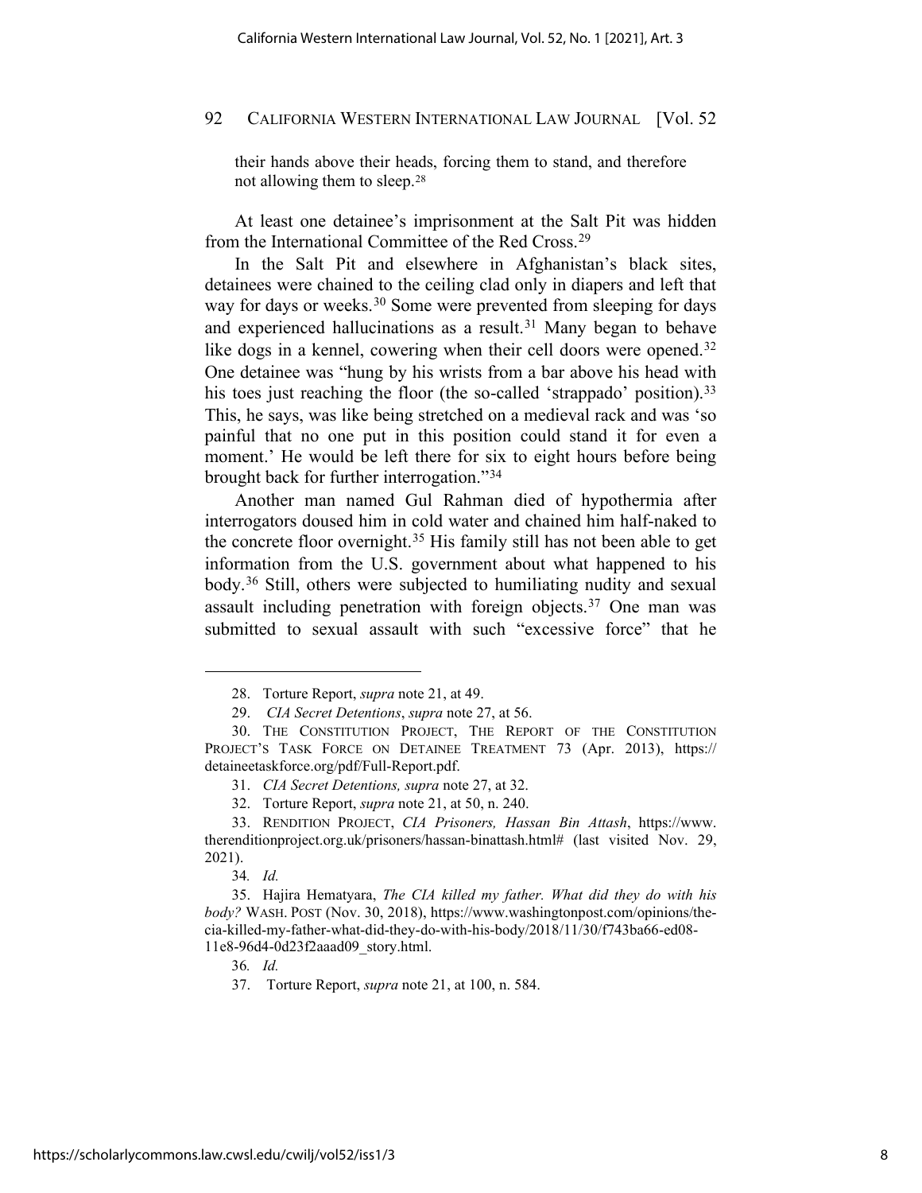their hands above their heads, forcing them to stand, and therefore not allowing them to sleep.[28]

At least one detainee's imprisonment at the Salt Pit was hidden from the International Committee of the Red Cross.[29]

In the Salt Pit and elsewhere in Afghanistan's black sites, detainees were chained to the ceiling clad only in diapers and left that way for days or weeks.[30] Some were prevented from sleeping for days and experienced hallucinations as a result.[31] Many began to behave like dogs in a kennel, cowering when their cell doors were opened.[32] One detainee was "hung by his wrists from a bar above his head with his toes just reaching the floor (the so-called 'strappado' position).[33] This, he says, was like being stretched on a medieval rack and was 'so painful that no one put in this position could stand it for even a moment.' He would be left there for six to eight hours before being brought back for further interrogation."[34]

Another man named Gul Rahman died of hypothermia after interrogators doused him in cold water and chained him half-naked to the concrete floor overnight.[35] His family still has not been able to get information from the U.S. government about what happened to his body.[36] Still, others were subjected to humiliating nudity and sexual assault including penetration with foreign objects.[37] One man was submitted to sexual assault with such "excessive force" that he

---

28. Torture Report, *supra* note 21, at 49.

29. *CIA Secret Detentions*, *supra* note 27, at 56.

30. THE CONSTITUTION PROJECT, THE REPORT OF THE CONSTITUTION PROJECT'S TASK FORCE ON DETAINEE TREATMENT 73 (Apr. 2013), https://detaineetaskforce.org/pdf/Full-Report.pdf.

31. *CIA Secret Detentions, supra* note 27, at 32.

32. Torture Report, *supra* note 21, at 50, n. 240.

33. RENDITION PROJECT, *CIA Prisoners, Hassan Bin Attash*, https://www.therenditionproject.org.uk/prisoners/hassan-binattash.html# (last visited Nov. 29, 2021).

34. *Id.*

35. Hajira Hematyara, *The CIA killed my father. What did they do with his body?* WASH. POST (Nov. 30, 2018), https://www.washingtonpost.com/opinions/the-cia-killed-my-father-what-did-they-do-with-his-body/2018/11/30/f743ba66-ed08-11e8-96d4-0d23f2aaad09_story.html.

36. *Id.*

37. Torture Report, *supra* note 21, at 100, n. 584.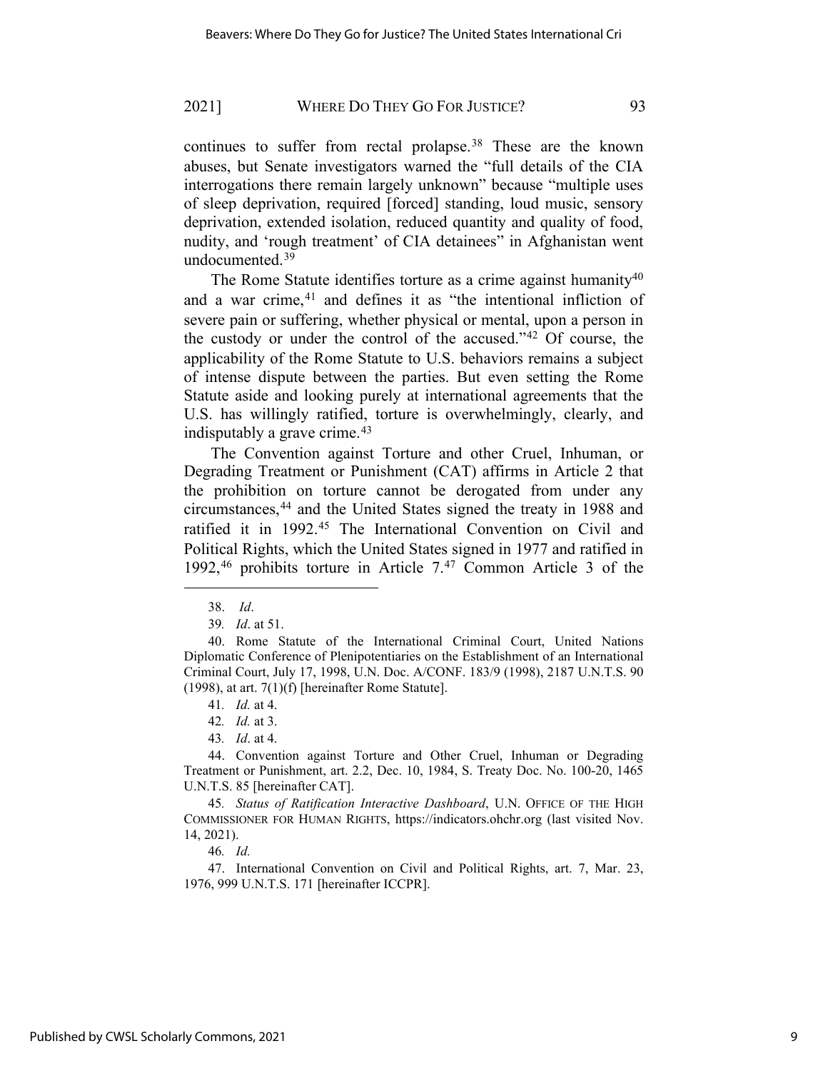continues to suffer from rectal prolapse.[38] These are the known abuses, but Senate investigators warned the "full details of the CIA interrogations there remain largely unknown" because "multiple uses of sleep deprivation, required [forced] standing, loud music, sensory deprivation, extended isolation, reduced quantity and quality of food, nudity, and 'rough treatment' of CIA detainees" in Afghanistan went undocumented.[39]

The Rome Statute identifies torture as a crime against humanity[40] and a war crime,[41] and defines it as "the intentional infliction of severe pain or suffering, whether physical or mental, upon a person in the custody or under the control of the accused."[42] Of course, the applicability of the Rome Statute to U.S. behaviors remains a subject of intense dispute between the parties. But even setting the Rome Statute aside and looking purely at international agreements that the U.S. has willingly ratified, torture is overwhelmingly, clearly, and indisputably a grave crime.[43]

The Convention against Torture and other Cruel, Inhuman, or Degrading Treatment or Punishment (CAT) affirms in Article 2 that the prohibition on torture cannot be derogated from under any circumstances,[44] and the United States signed the treaty in 1988 and ratified it in 1992.[45] The International Convention on Civil and Political Rights, which the United States signed in 1977 and ratified in 1992,[46] prohibits torture in Article 7.[47] Common Article 3 of the

---

38. *Id*.

39. *Id*. at 51.

40. Rome Statute of the International Criminal Court, United Nations Diplomatic Conference of Plenipotentiaries on the Establishment of an International Criminal Court, July 17, 1998, U.N. Doc. A/CONF. 183/9 (1998), 2187 U.N.T.S. 90 (1998), at art. 7(1)(f) [hereinafter Rome Statute].

41. *Id.* at 4.

42. *Id.* at 3.

43. *Id*. at 4.

44. Convention against Torture and Other Cruel, Inhuman or Degrading Treatment or Punishment, art. 2.2, Dec. 10, 1984, S. Treaty Doc. No. 100-20, 1465 U.N.T.S. 85 [hereinafter CAT].

45. *Status of Ratification Interactive Dashboard*, U.N. OFFICE OF THE HIGH COMMISSIONER FOR HUMAN RIGHTS, https://indicators.ohchr.org (last visited Nov. 14, 2021).

46. *Id.*

47. International Convention on Civil and Political Rights, art. 7, Mar. 23, 1976, 999 U.N.T.S. 171 [hereinafter ICCPR].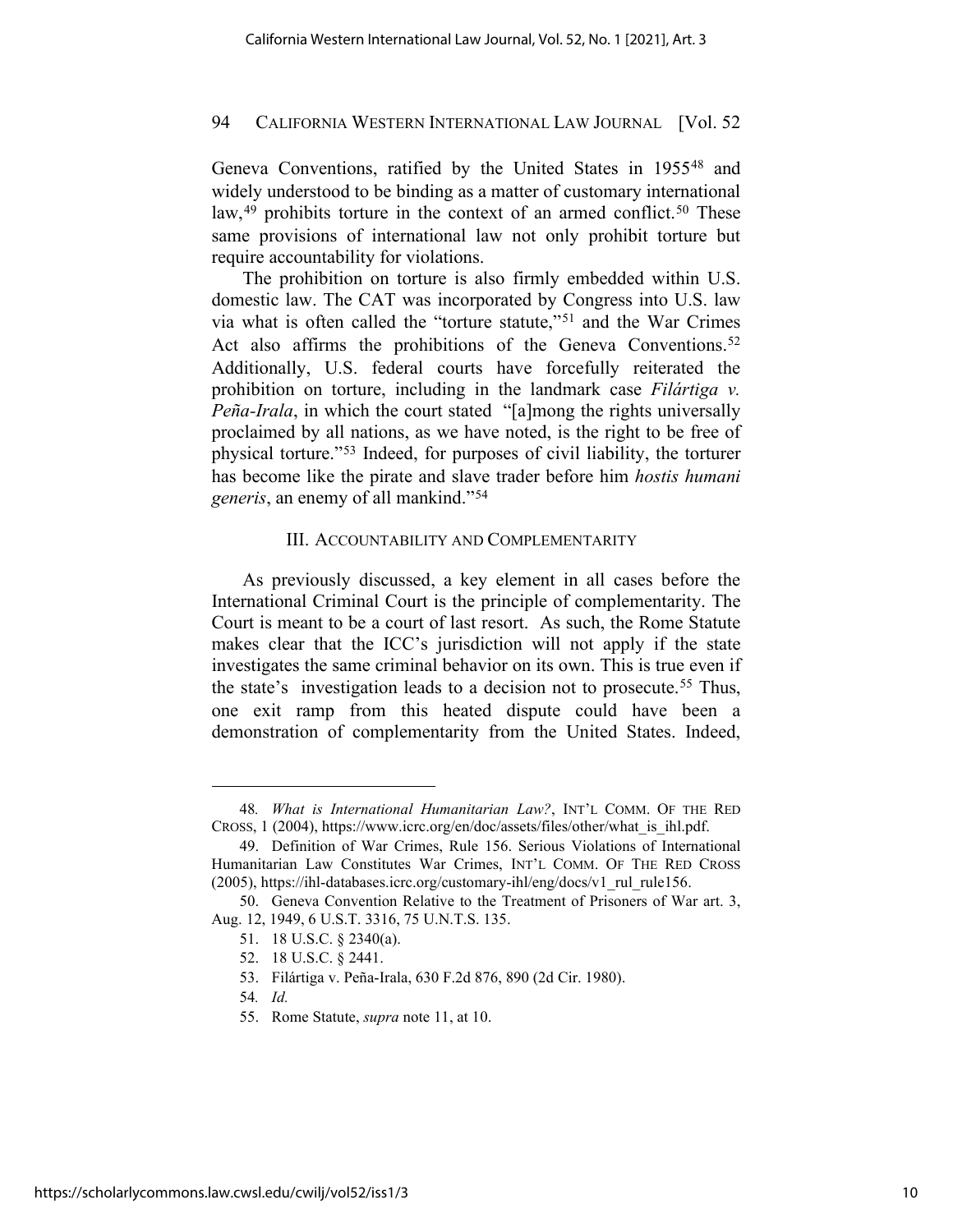Geneva Conventions, ratified by the United States in 1955[48] and widely understood to be binding as a matter of customary international law,[49] prohibits torture in the context of an armed conflict.[50] These same provisions of international law not only prohibit torture but require accountability for violations.

The prohibition on torture is also firmly embedded within U.S. domestic law. The CAT was incorporated by Congress into U.S. law via what is often called the "torture statute,"[51] and the War Crimes Act also affirms the prohibitions of the Geneva Conventions.[52] Additionally, U.S. federal courts have forcefully reiterated the prohibition on torture, including in the landmark case *Filártiga v. Peña-Irala*, in which the court stated "[a]mong the rights universally proclaimed by all nations, as we have noted, is the right to be free of physical torture."[53] Indeed, for purposes of civil liability, the torturer has become like the pirate and slave trader before him *hostis humani generis*, an enemy of all mankind."[54]

## III. Accountability and Complementarity

As previously discussed, a key element in all cases before the International Criminal Court is the principle of complementarity. The Court is meant to be a court of last resort. As such, the Rome Statute makes clear that the ICC's jurisdiction will not apply if the state investigates the same criminal behavior on its own. This is true even if the state's investigation leads to a decision not to prosecute.[55] Thus, one exit ramp from this heated dispute could have been a demonstration of complementarity from the United States. Indeed,

---

48. *What is International Humanitarian Law?*, INT'L COMM. OF THE RED CROSS, 1 (2004), https://www.icrc.org/en/doc/assets/files/other/what_is_ihl.pdf.

49. Definition of War Crimes, Rule 156. Serious Violations of International Humanitarian Law Constitutes War Crimes, INT'L COMM. OF THE RED CROSS (2005), https://ihl-databases.icrc.org/customary-ihl/eng/docs/v1_rul_rule156.

50. Geneva Convention Relative to the Treatment of Prisoners of War art. 3, Aug. 12, 1949, 6 U.S.T. 3316, 75 U.N.T.S. 135.

51. 18 U.S.C. § 2340(a).

52. 18 U.S.C. § 2441.

53. Filártiga v. Peña-Irala, 630 F.2d 876, 890 (2d Cir. 1980).

54. *Id.*

55. Rome Statute, *supra* note 11, at 10.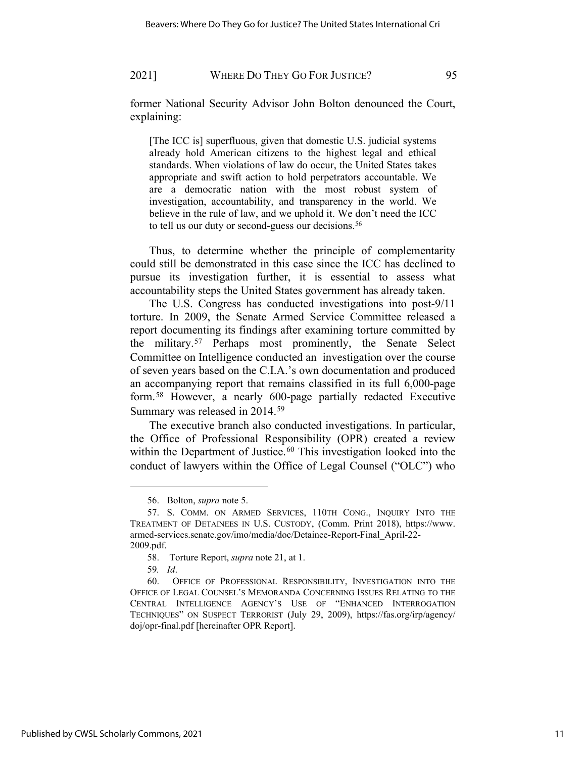former National Security Advisor John Bolton denounced the Court, explaining:

> [The ICC is] superfluous, given that domestic U.S. judicial systems already hold American citizens to the highest legal and ethical standards. When violations of law do occur, the United States takes appropriate and swift action to hold perpetrators accountable. We are a democratic nation with the most robust system of investigation, accountability, and transparency in the world. We believe in the rule of law, and we uphold it. We don't need the ICC to tell us our duty or second-guess our decisions.[56]

Thus, to determine whether the principle of complementarity could still be demonstrated in this case since the ICC has declined to pursue its investigation further, it is essential to assess what accountability steps the United States government has already taken.

The U.S. Congress has conducted investigations into post-9/11 torture. In 2009, the Senate Armed Service Committee released a report documenting its findings after examining torture committed by the military.[57] Perhaps most prominently, the Senate Select Committee on Intelligence conducted an investigation over the course of seven years based on the C.I.A.'s own documentation and produced an accompanying report that remains classified in its full 6,000-page form.[58] However, a nearly 600-page partially redacted Executive Summary was released in 2014.[59]

The executive branch also conducted investigations. In particular, the Office of Professional Responsibility (OPR) created a review within the Department of Justice.[60] This investigation looked into the conduct of lawyers within the Office of Legal Counsel ("OLC") who

---

56. Bolton, *supra* note 5.

57. S. COMM. ON ARMED SERVICES, 110TH CONG., INQUIRY INTO THE TREATMENT OF DETAINEES IN U.S. CUSTODY, (Comm. Print 2018), https://www.armed-services.senate.gov/imo/media/doc/Detainee-Report-Final_April-22-2009.pdf.

58. Torture Report, *supra* note 21, at 1.

59. *Id*.

60. OFFICE OF PROFESSIONAL RESPONSIBILITY, INVESTIGATION INTO THE OFFICE OF LEGAL COUNSEL'S MEMORANDA CONCERNING ISSUES RELATING TO THE CENTRAL INTELLIGENCE AGENCY'S USE OF "ENHANCED INTERROGATION TECHNIQUES" ON SUSPECT TERRORIST (July 29, 2009), https://fas.org/irp/agency/doj/opr-final.pdf [hereinafter OPR Report].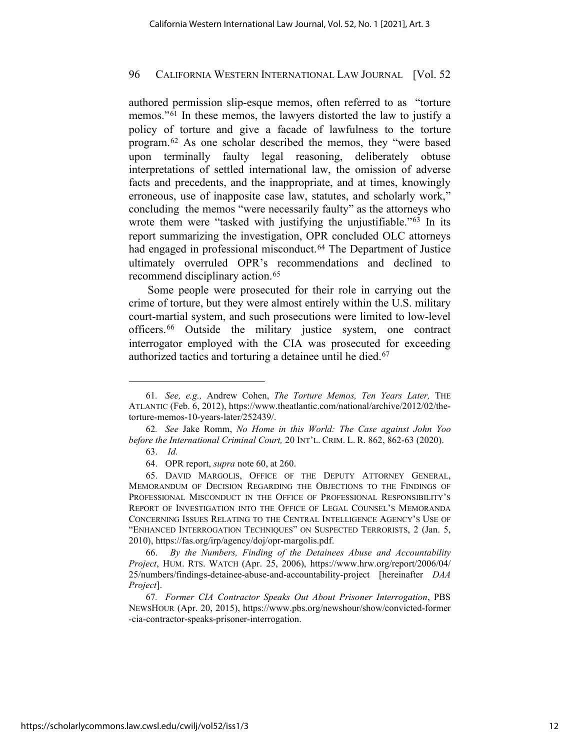authored permission slip-esque memos, often referred to as "torture memos."[61] In these memos, the lawyers distorted the law to justify a policy of torture and give a facade of lawfulness to the torture program.[62] As one scholar described the memos, they "were based upon terminally faulty legal reasoning, deliberately obtuse interpretations of settled international law, the omission of adverse facts and precedents, and the inappropriate, and at times, knowingly erroneous, use of inapposite case law, statutes, and scholarly work," concluding the memos "were necessarily faulty" as the attorneys who wrote them were "tasked with justifying the unjustifiable."[63] In its report summarizing the investigation, OPR concluded OLC attorneys had engaged in professional misconduct.[64] The Department of Justice ultimately overruled OPR's recommendations and declined to recommend disciplinary action.[65]

Some people were prosecuted for their role in carrying out the crime of torture, but they were almost entirely within the U.S. military court-martial system, and such prosecutions were limited to low-level officers.[66] Outside the military justice system, one contract interrogator employed with the CIA was prosecuted for exceeding authorized tactics and torturing a detainee until he died.[67]

---

61. *See, e.g.,* Andrew Cohen, *The Torture Memos, Ten Years Later,* THE ATLANTIC (Feb. 6, 2012), https://www.theatlantic.com/national/archive/2012/02/the-torture-memos-10-years-later/252439/.

62. *See* Jake Romm, *No Home in this World: The Case against John Yoo before the International Criminal Court,* 20 INT'L. CRIM. L. R. 862, 862-63 (2020).

63. *Id.*

64. OPR report, *supra* note 60, at 260.

65. DAVID MARGOLIS, OFFICE OF THE DEPUTY ATTORNEY GENERAL, MEMORANDUM OF DECISION REGARDING THE OBJECTIONS TO THE FINDINGS OF PROFESSIONAL MISCONDUCT IN THE OFFICE OF PROFESSIONAL RESPONSIBILITY'S REPORT OF INVESTIGATION INTO THE OFFICE OF LEGAL COUNSEL'S MEMORANDA CONCERNING ISSUES RELATING TO THE CENTRAL INTELLIGENCE AGENCY'S USE OF "ENHANCED INTERROGATION TECHNIQUES" ON SUSPECTED TERRORISTS, 2 (Jan. 5, 2010), https://fas.org/irp/agency/doj/opr-margolis.pdf.

66. *By the Numbers, Finding of the Detainees Abuse and Accountability Project*, HUM. RTS. WATCH (Apr. 25, 2006), https://www.hrw.org/report/2006/04/25/numbers/findings-detainee-abuse-and-accountability-project [hereinafter *DAA Project*].

67. *Former CIA Contractor Speaks Out About Prisoner Interrogation*, PBS NEWSHOUR (Apr. 20, 2015), https://www.pbs.org/newshour/show/convicted-former-cia-contractor-speaks-prisoner-interrogation.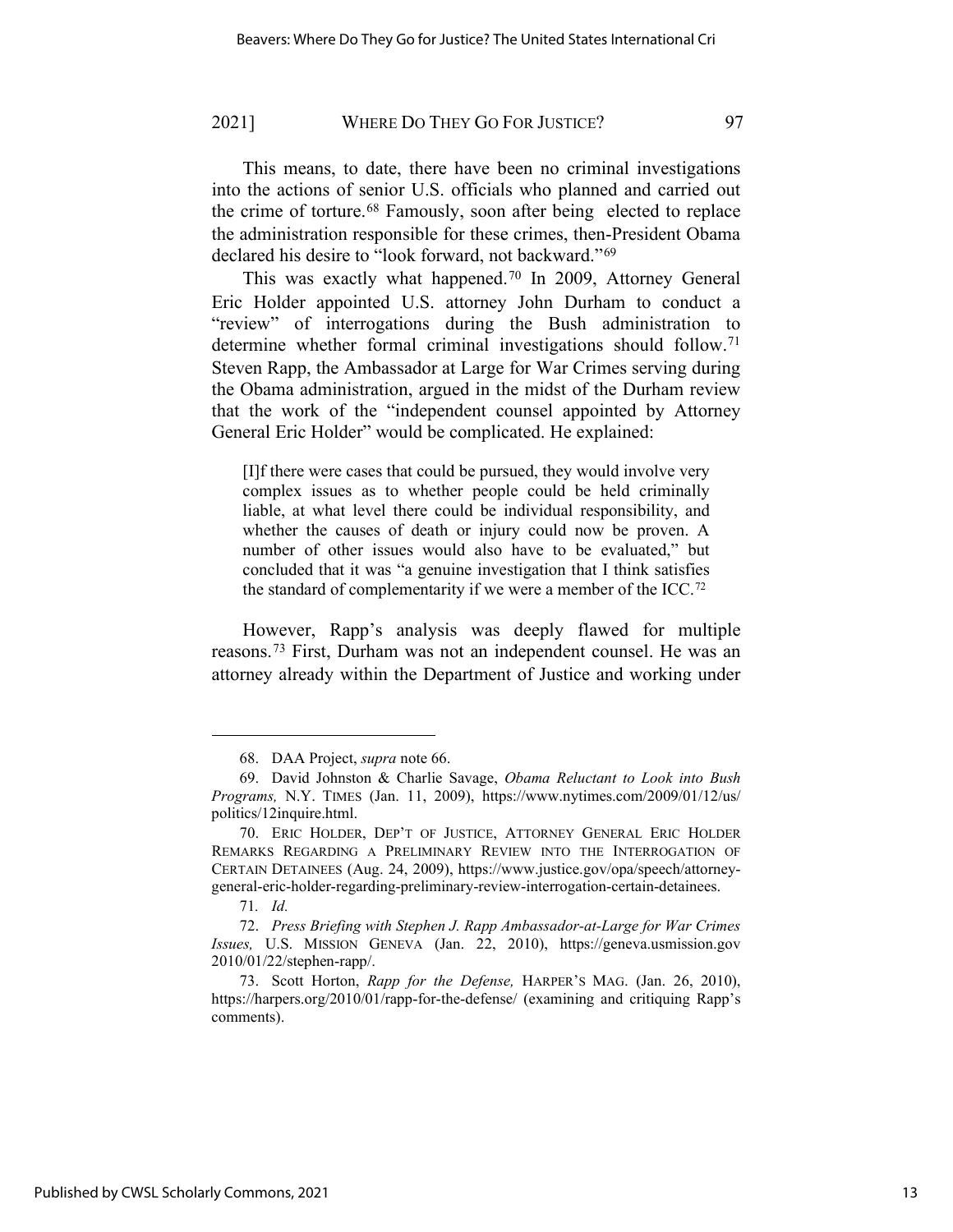This means, to date, there have been no criminal investigations into the actions of senior U.S. officials who planned and carried out the crime of torture.[68] Famously, soon after being elected to replace the administration responsible for these crimes, then-President Obama declared his desire to "look forward, not backward."[69]

This was exactly what happened.[70] In 2009, Attorney General Eric Holder appointed U.S. attorney John Durham to conduct a "review" of interrogations during the Bush administration to determine whether formal criminal investigations should follow.[71] Steven Rapp, the Ambassador at Large for War Crimes serving during the Obama administration, argued in the midst of the Durham review that the work of the "independent counsel appointed by Attorney General Eric Holder" would be complicated. He explained:

> [I]f there were cases that could be pursued, they would involve very complex issues as to whether people could be held criminally liable, at what level there could be individual responsibility, and whether the causes of death or injury could now be proven. A number of other issues would also have to be evaluated," but concluded that it was "a genuine investigation that I think satisfies the standard of complementarity if we were a member of the ICC.[72]

However, Rapp's analysis was deeply flawed for multiple reasons.[73] First, Durham was not an independent counsel. He was an attorney already within the Department of Justice and working under

---

68. DAA Project, *supra* note 66.

69. David Johnston & Charlie Savage, *Obama Reluctant to Look into Bush Programs,* N.Y. TIMES (Jan. 11, 2009), https://www.nytimes.com/2009/01/12/us/politics/12inquire.html.

70. ERIC HOLDER, DEP'T OF JUSTICE, ATTORNEY GENERAL ERIC HOLDER REMARKS REGARDING A PRELIMINARY REVIEW INTO THE INTERROGATION OF CERTAIN DETAINEES (Aug. 24, 2009), https://www.justice.gov/opa/speech/attorney-general-eric-holder-regarding-preliminary-review-interrogation-certain-detainees.

71. *Id.*

72. *Press Briefing with Stephen J. Rapp Ambassador-at-Large for War Crimes Issues,* U.S. MISSION GENEVA (Jan. 22, 2010), https://geneva.usmission.gov 2010/01/22/stephen-rapp/.

73. Scott Horton, *Rapp for the Defense,* HARPER'S MAG. (Jan. 26, 2010), https://harpers.org/2010/01/rapp-for-the-defense/ (examining and critiquing Rapp's comments).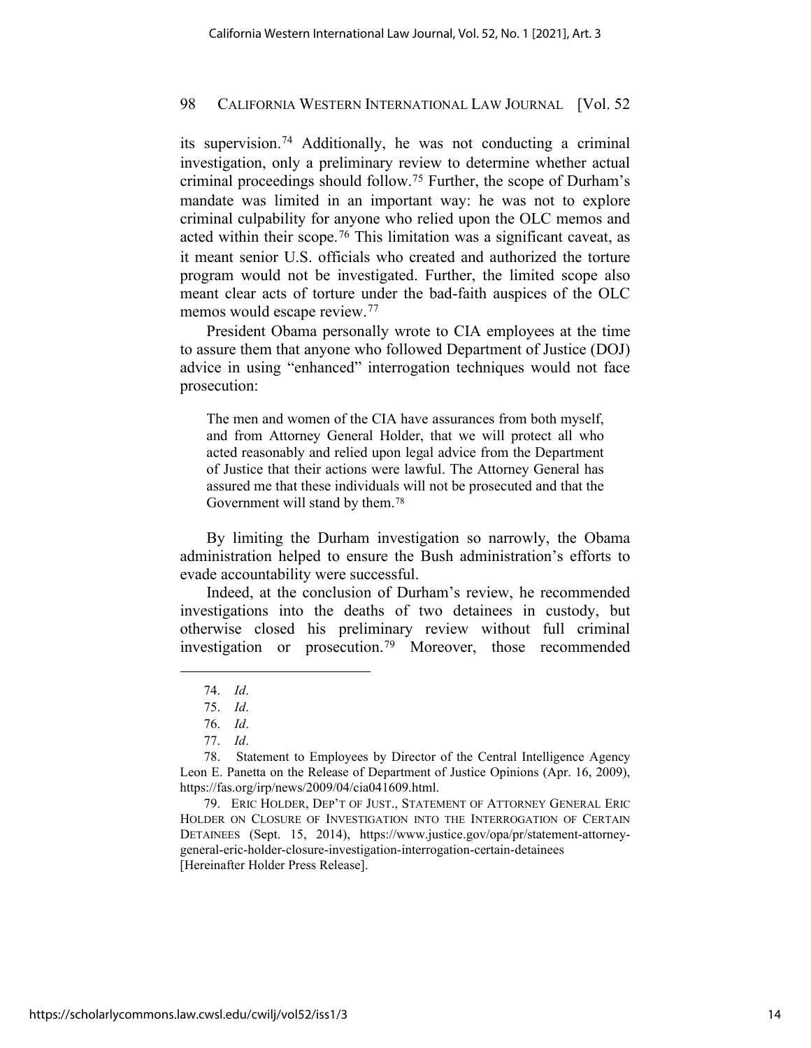its supervision.[74] Additionally, he was not conducting a criminal investigation, only a preliminary review to determine whether actual criminal proceedings should follow.[75] Further, the scope of Durham's mandate was limited in an important way: he was not to explore criminal culpability for anyone who relied upon the OLC memos and acted within their scope.[76] This limitation was a significant caveat, as it meant senior U.S. officials who created and authorized the torture program would not be investigated. Further, the limited scope also meant clear acts of torture under the bad-faith auspices of the OLC memos would escape review.[77]

President Obama personally wrote to CIA employees at the time to assure them that anyone who followed Department of Justice (DOJ) advice in using "enhanced" interrogation techniques would not face prosecution:

> The men and women of the CIA have assurances from both myself, and from Attorney General Holder, that we will protect all who acted reasonably and relied upon legal advice from the Department of Justice that their actions were lawful. The Attorney General has assured me that these individuals will not be prosecuted and that the Government will stand by them.[78]

By limiting the Durham investigation so narrowly, the Obama administration helped to ensure the Bush administration's efforts to evade accountability were successful.

Indeed, at the conclusion of Durham's review, he recommended investigations into the deaths of two detainees in custody, but otherwise closed his preliminary review without full criminal investigation or prosecution.[79] Moreover, those recommended

---

74. *Id*.

75. *Id*.

76. *Id*.

77. *Id*.

78. Statement to Employees by Director of the Central Intelligence Agency Leon E. Panetta on the Release of Department of Justice Opinions (Apr. 16, 2009), https://fas.org/irp/news/2009/04/cia041609.html.

79. ERIC HOLDER, DEP'T OF JUST., STATEMENT OF ATTORNEY GENERAL ERIC HOLDER ON CLOSURE OF INVESTIGATION INTO THE INTERROGATION OF CERTAIN DETAINEES (Sept. 15, 2014), https://www.justice.gov/opa/pr/statement-attorney-general-eric-holder-closure-investigation-interrogation-certain-detainees [Hereinafter Holder Press Release].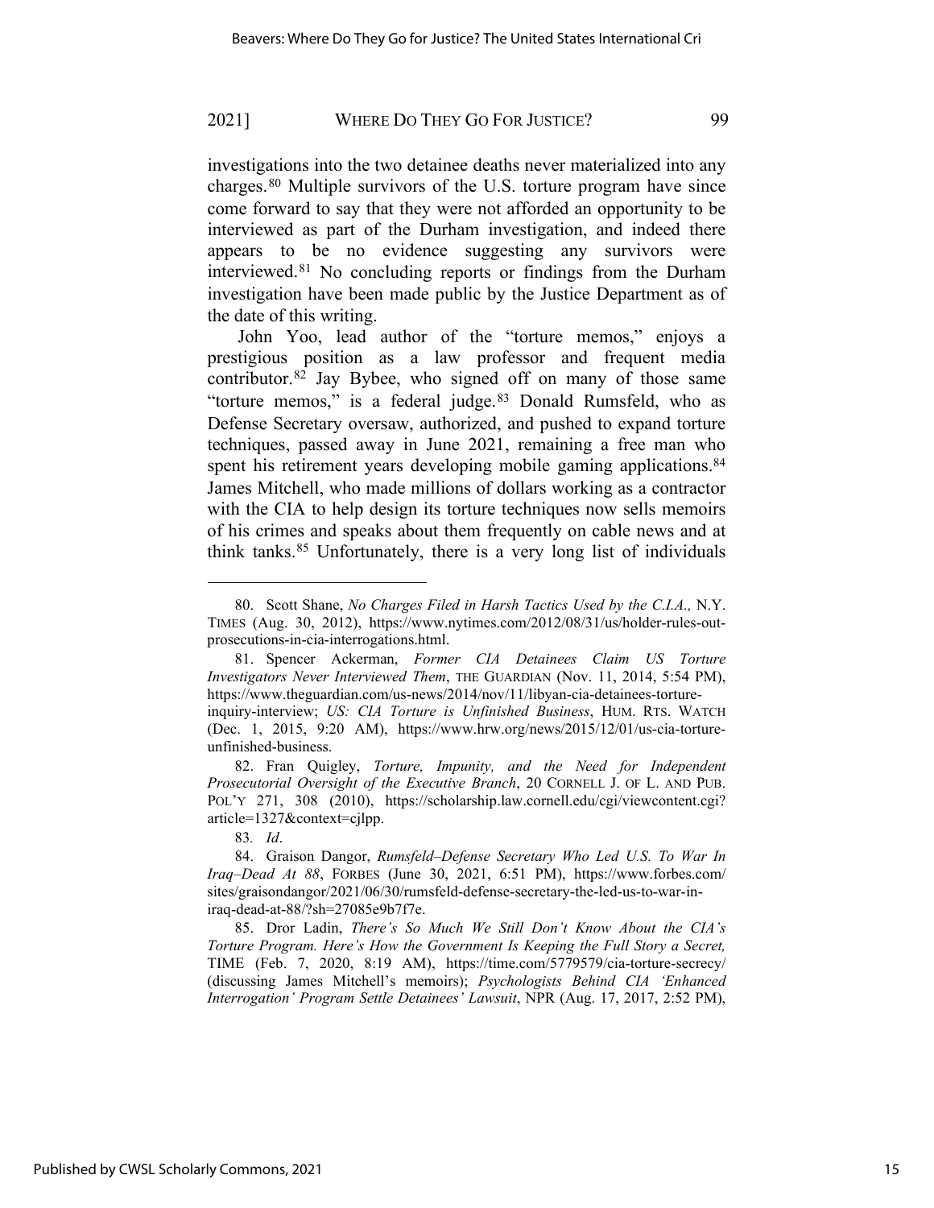investigations into the two detainee deaths never materialized into any charges.[80] Multiple survivors of the U.S. torture program have since come forward to say that they were not afforded an opportunity to be interviewed as part of the Durham investigation, and indeed there appears to be no evidence suggesting any survivors were interviewed.[81] No concluding reports or findings from the Durham investigation have been made public by the Justice Department as of the date of this writing.

John Yoo, lead author of the "torture memos," enjoys a prestigious position as a law professor and frequent media contributor.[82] Jay Bybee, who signed off on many of those same "torture memos," is a federal judge.[83] Donald Rumsfeld, who as Defense Secretary oversaw, authorized, and pushed to expand torture techniques, passed away in June 2021, remaining a free man who spent his retirement years developing mobile gaming applications.[84] James Mitchell, who made millions of dollars working as a contractor with the CIA to help design its torture techniques now sells memoirs of his crimes and speaks about them frequently on cable news and at think tanks.[85] Unfortunately, there is a very long list of individuals

---

80. Scott Shane, *No Charges Filed in Harsh Tactics Used by the C.I.A.,* N.Y. TIMES (Aug. 30, 2012), https://www.nytimes.com/2012/08/31/us/holder-rules-out-prosecutions-in-cia-interrogations.html.

81. Spencer Ackerman, *Former CIA Detainees Claim US Torture Investigators Never Interviewed Them*, THE GUARDIAN (Nov. 11, 2014, 5:54 PM), https://www.theguardian.com/us-news/2014/nov/11/libyan-cia-detainees-torture-inquiry-interview; *US: CIA Torture is Unfinished Business*, HUM. RTS. WATCH (Dec. 1, 2015, 9:20 AM), https://www.hrw.org/news/2015/12/01/us-cia-torture-unfinished-business.

82. Fran Quigley, *Torture, Impunity, and the Need for Independent Prosecutorial Oversight of the Executive Branch*, 20 CORNELL J. OF L. AND PUB. POL'Y 271, 308 (2010), https://scholarship.law.cornell.edu/cgi/viewcontent.cgi?article=1327&context=cjlpp.

83. *Id*.

84. Graison Dangor, *Rumsfeld–Defense Secretary Who Led U.S. To War In Iraq–Dead At 88*, FORBES (June 30, 2021, 6:51 PM), https://www.forbes.com/sites/graisondangor/2021/06/30/rumsfeld-defense-secretary-the-led-us-to-war-in-iraq-dead-at-88/?sh=27085e9b7f7e.

85. Dror Ladin, *There's So Much We Still Don't Know About the CIA's Torture Program. Here's How the Government Is Keeping the Full Story a Secret,* TIME (Feb. 7, 2020, 8:19 AM), https://time.com/5779579/cia-torture-secrecy/ (discussing James Mitchell's memoirs); *Psychologists Behind CIA 'Enhanced Interrogation' Program Settle Detainees' Lawsuit*, NPR (Aug. 17, 2017, 2:52 PM),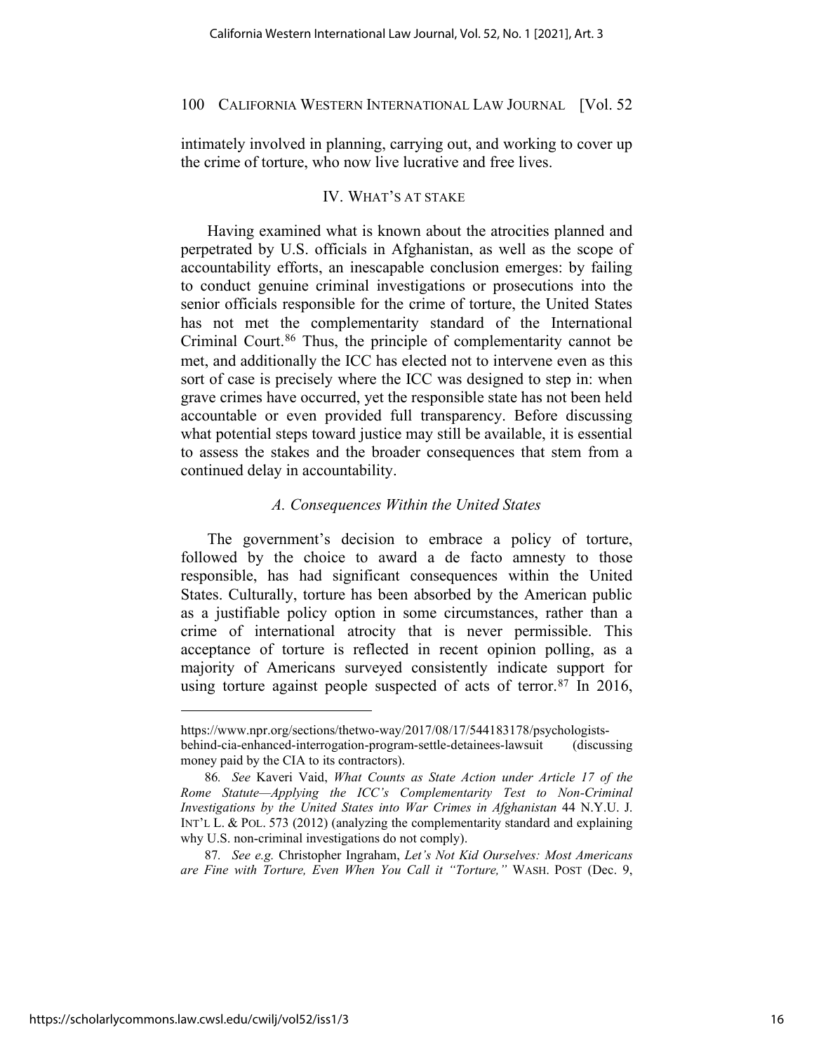intimately involved in planning, carrying out, and working to cover up the crime of torture, who now live lucrative and free lives.

## IV. WHAT'S AT STAKE

Having examined what is known about the atrocities planned and perpetrated by U.S. officials in Afghanistan, as well as the scope of accountability efforts, an inescapable conclusion emerges: by failing to conduct genuine criminal investigations or prosecutions into the senior officials responsible for the crime of torture, the United States has not met the complementarity standard of the International Criminal Court.[86] Thus, the principle of complementarity cannot be met, and additionally the ICC has elected not to intervene even as this sort of case is precisely where the ICC was designed to step in: when grave crimes have occurred, yet the responsible state has not been held accountable or even provided full transparency. Before discussing what potential steps toward justice may still be available, it is essential to assess the stakes and the broader consequences that stem from a continued delay in accountability.

### *A. Consequences Within the United States*

The government's decision to embrace a policy of torture, followed by the choice to award a de facto amnesty to those responsible, has had significant consequences within the United States. Culturally, torture has been absorbed by the American public as a justifiable policy option in some circumstances, rather than a crime of international atrocity that is never permissible. This acceptance of torture is reflected in recent opinion polling, as a majority of Americans surveyed consistently indicate support for using torture against people suspected of acts of terror.[87] In 2016,

---

https://www.npr.org/sections/thetwo-way/2017/08/17/544183178/psychologists-behind-cia-enhanced-interrogation-program-settle-detainees-lawsuit (discussing money paid by the CIA to its contractors).

86. *See* Kaveri Vaid, *What Counts as State Action under Article 17 of the Rome Statute—Applying the ICC's Complementarity Test to Non-Criminal Investigations by the United States into War Crimes in Afghanistan* 44 N.Y.U. J. INT'L L. & POL. 573 (2012) (analyzing the complementarity standard and explaining why U.S. non-criminal investigations do not comply).

87. *See e.g.* Christopher Ingraham, *Let's Not Kid Ourselves: Most Americans are Fine with Torture, Even When You Call it "Torture,"* WASH. POST (Dec. 9,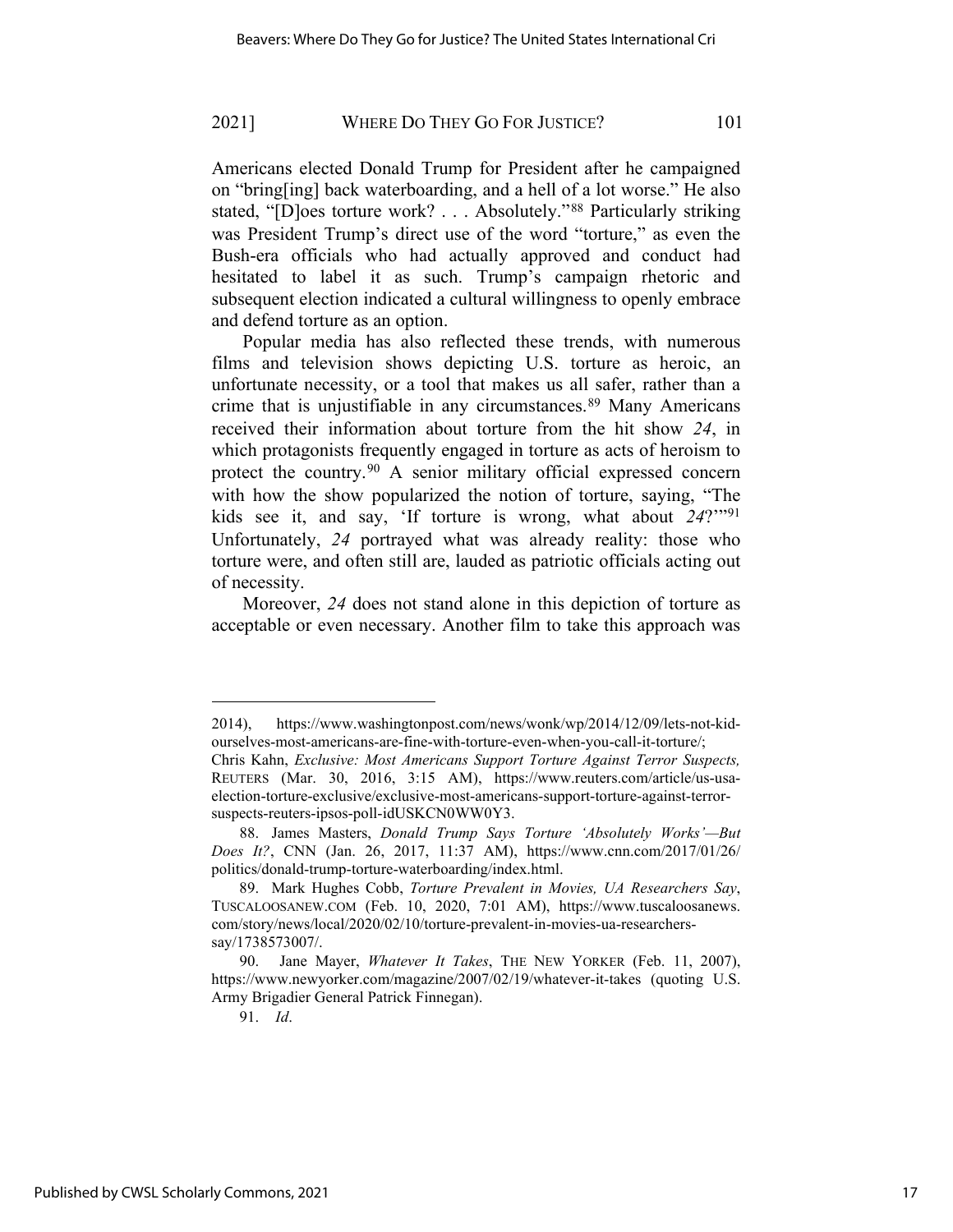Americans elected Donald Trump for President after he campaigned on "bring[ing] back waterboarding, and a hell of a lot worse." He also stated, "[D]oes torture work? . . . Absolutely."[88] Particularly striking was President Trump's direct use of the word "torture," as even the Bush-era officials who had actually approved and conduct had hesitated to label it as such. Trump's campaign rhetoric and subsequent election indicated a cultural willingness to openly embrace and defend torture as an option.

Popular media has also reflected these trends, with numerous films and television shows depicting U.S. torture as heroic, an unfortunate necessity, or a tool that makes us all safer, rather than a crime that is unjustifiable in any circumstances.[89] Many Americans received their information about torture from the hit show *24*, in which protagonists frequently engaged in torture as acts of heroism to protect the country.[90] A senior military official expressed concern with how the show popularized the notion of torture, saying, "The kids see it, and say, 'If torture is wrong, what about *24*?'"[91] Unfortunately, *24* portrayed what was already reality: those who torture were, and often still are, lauded as patriotic officials acting out of necessity.

Moreover, *24* does not stand alone in this depiction of torture as acceptable or even necessary. Another film to take this approach was

---

2014), https://www.washingtonpost.com/news/wonk/wp/2014/12/09/lets-not-kid-ourselves-most-americans-are-fine-with-torture-even-when-you-call-it-torture/; Chris Kahn, *Exclusive: Most Americans Support Torture Against Terror Suspects,* REUTERS (Mar. 30, 2016, 3:15 AM), https://www.reuters.com/article/us-usa-election-torture-exclusive/exclusive-most-americans-support-torture-against-terror-suspects-reuters-ipsos-poll-idUSKCN0WW0Y3.

88. James Masters, *Donald Trump Says Torture 'Absolutely Works'—But Does It?*, CNN (Jan. 26, 2017, 11:37 AM), https://www.cnn.com/2017/01/26/politics/donald-trump-torture-waterboarding/index.html.

89. Mark Hughes Cobb, *Torture Prevalent in Movies, UA Researchers Say*, TUSCALOOSANEW.COM (Feb. 10, 2020, 7:01 AM), https://www.tuscaloosanews.com/story/news/local/2020/02/10/torture-prevalent-in-movies-ua-researchers-say/1738573007/.

90. Jane Mayer, *Whatever It Takes*, THE NEW YORKER (Feb. 11, 2007), https://www.newyorker.com/magazine/2007/02/19/whatever-it-takes (quoting U.S. Army Brigadier General Patrick Finnegan).

91. *Id*.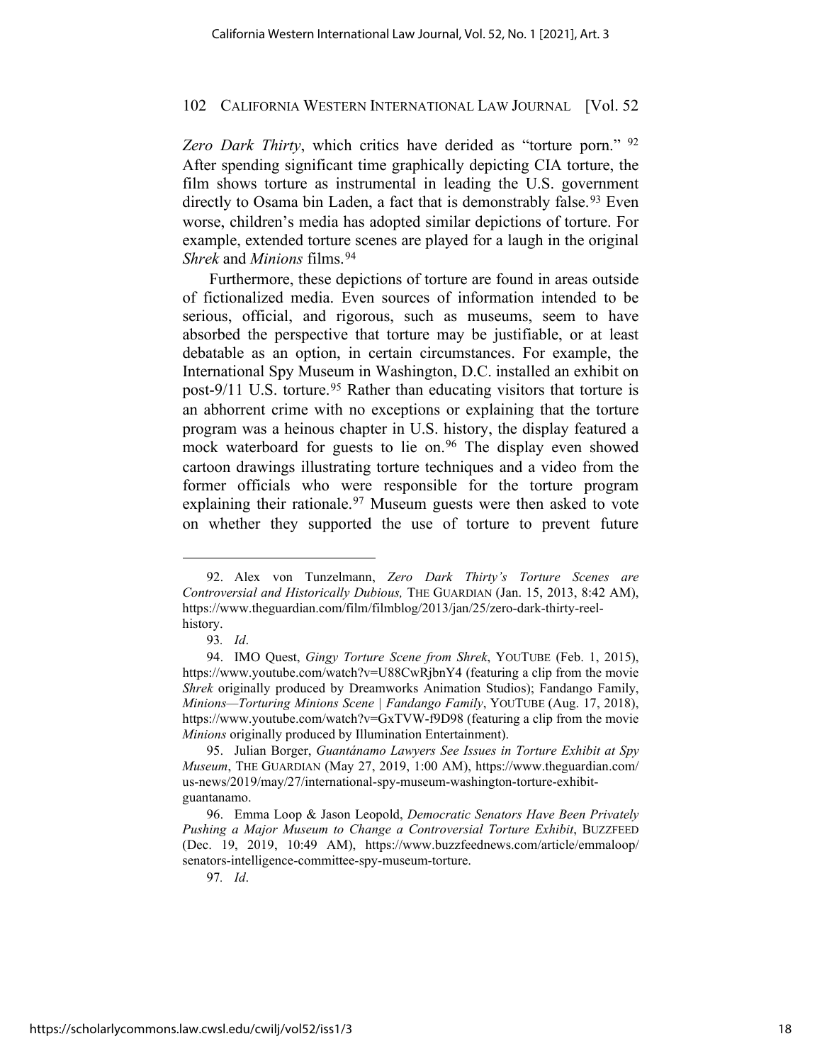*Zero Dark Thirty*, which critics have derided as "torture porn." [92] After spending significant time graphically depicting CIA torture, the film shows torture as instrumental in leading the U.S. government directly to Osama bin Laden, a fact that is demonstrably false.[93] Even worse, children's media has adopted similar depictions of torture. For example, extended torture scenes are played for a laugh in the original *Shrek* and *Minions* films.[94]

Furthermore, these depictions of torture are found in areas outside of fictionalized media. Even sources of information intended to be serious, official, and rigorous, such as museums, seem to have absorbed the perspective that torture may be justifiable, or at least debatable as an option, in certain circumstances. For example, the International Spy Museum in Washington, D.C. installed an exhibit on post-9/11 U.S. torture.[95] Rather than educating visitors that torture is an abhorrent crime with no exceptions or explaining that the torture program was a heinous chapter in U.S. history, the display featured a mock waterboard for guests to lie on.[96] The display even showed cartoon drawings illustrating torture techniques and a video from the former officials who were responsible for the torture program explaining their rationale.[97] Museum guests were then asked to vote on whether they supported the use of torture to prevent future

---

92. Alex von Tunzelmann, *Zero Dark Thirty's Torture Scenes are Controversial and Historically Dubious,* THE GUARDIAN (Jan. 15, 2013, 8:42 AM), https://www.theguardian.com/film/filmblog/2013/jan/25/zero-dark-thirty-reel-history.

93. *Id*.

94. IMO Quest, *Gingy Torture Scene from Shrek*, YOUTUBE (Feb. 1, 2015), https://www.youtube.com/watch?v=U88CwRjbnY4 (featuring a clip from the movie *Shrek* originally produced by Dreamworks Animation Studios); Fandango Family, *Minions—Torturing Minions Scene | Fandango Family*, YOUTUBE (Aug. 17, 2018), https://www.youtube.com/watch?v=GxTVW-f9D98 (featuring a clip from the movie *Minions* originally produced by Illumination Entertainment).

95. Julian Borger, *Guantánamo Lawyers See Issues in Torture Exhibit at Spy Museum*, THE GUARDIAN (May 27, 2019, 1:00 AM), https://www.theguardian.com/us-news/2019/may/27/international-spy-museum-washington-torture-exhibit-guantanamo.

96. Emma Loop & Jason Leopold, *Democratic Senators Have Been Privately Pushing a Major Museum to Change a Controversial Torture Exhibit*, BUZZFEED (Dec. 19, 2019, 10:49 AM), https://www.buzzfeednews.com/article/emmaloop/senators-intelligence-committee-spy-museum-torture.

97. *Id*.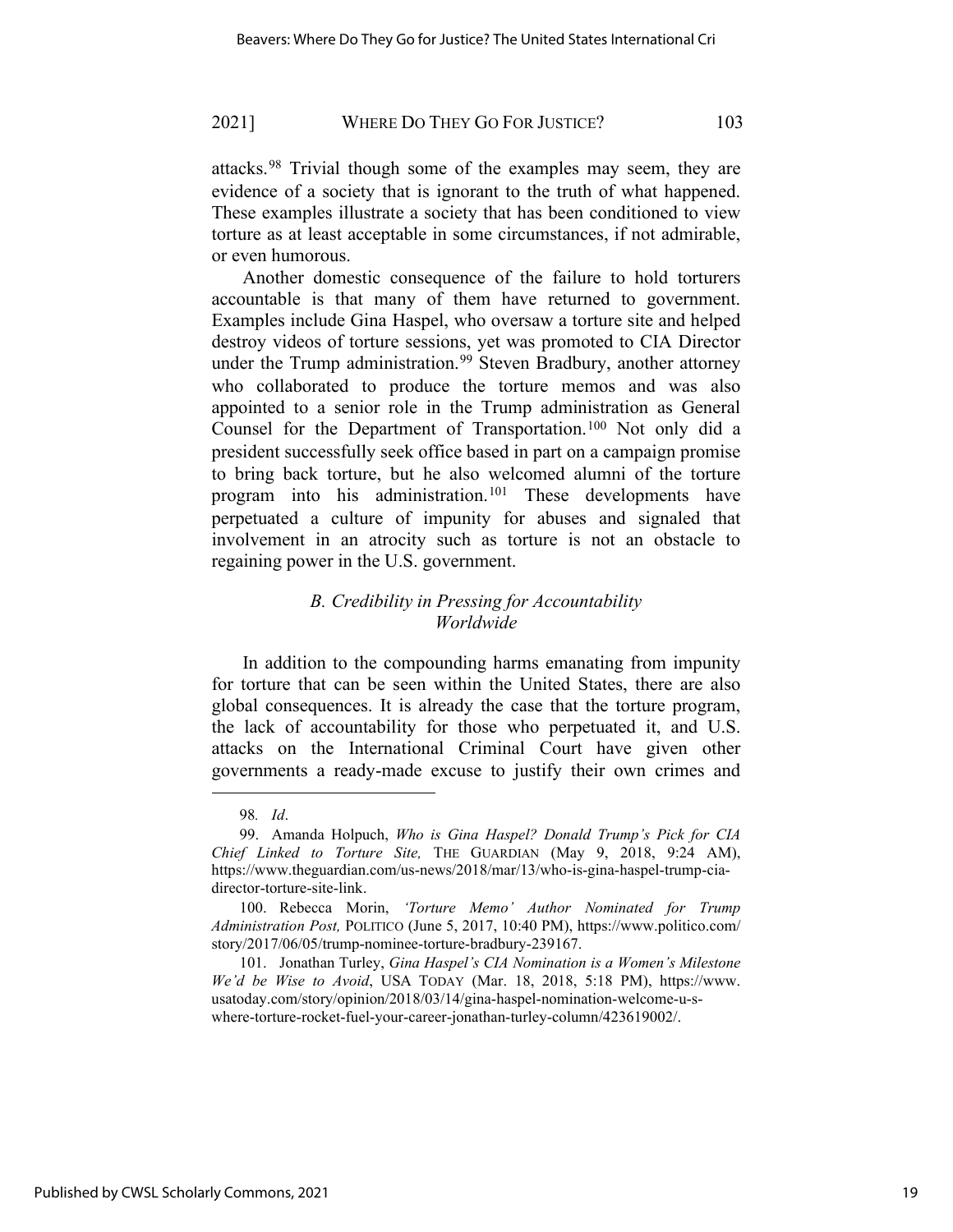attacks.[98] Trivial though some of the examples may seem, they are evidence of a society that is ignorant to the truth of what happened. These examples illustrate a society that has been conditioned to view torture as at least acceptable in some circumstances, if not admirable, or even humorous.

Another domestic consequence of the failure to hold torturers accountable is that many of them have returned to government. Examples include Gina Haspel, who oversaw a torture site and helped destroy videos of torture sessions, yet was promoted to CIA Director under the Trump administration.[99] Steven Bradbury, another attorney who collaborated to produce the torture memos and was also appointed to a senior role in the Trump administration as General Counsel for the Department of Transportation.[100] Not only did a president successfully seek office based in part on a campaign promise to bring back torture, but he also welcomed alumni of the torture program into his administration.[101] These developments have perpetuated a culture of impunity for abuses and signaled that involvement in an atrocity such as torture is not an obstacle to regaining power in the U.S. government.

### *B. Credibility in Pressing for Accountability Worldwide*

In addition to the compounding harms emanating from impunity for torture that can be seen within the United States, there are also global consequences. It is already the case that the torture program, the lack of accountability for those who perpetuated it, and U.S. attacks on the International Criminal Court have given other governments a ready-made excuse to justify their own crimes and

---

98. *Id*.

99. Amanda Holpuch, *Who is Gina Haspel? Donald Trump's Pick for CIA Chief Linked to Torture Site,* THE GUARDIAN (May 9, 2018, 9:24 AM), https://www.theguardian.com/us-news/2018/mar/13/who-is-gina-haspel-trump-cia-director-torture-site-link.

100. Rebecca Morin, *'Torture Memo' Author Nominated for Trump Administration Post,* POLITICO (June 5, 2017, 10:40 PM), https://www.politico.com/story/2017/06/05/trump-nominee-torture-bradbury-239167.

101. Jonathan Turley, *Gina Haspel's CIA Nomination is a Women's Milestone We'd be Wise to Avoid*, USA TODAY (Mar. 18, 2018, 5:18 PM), https://www.usatoday.com/story/opinion/2018/03/14/gina-haspel-nomination-welcome-u-s-where-torture-rocket-fuel-your-career-jonathan-turley-column/423619002/.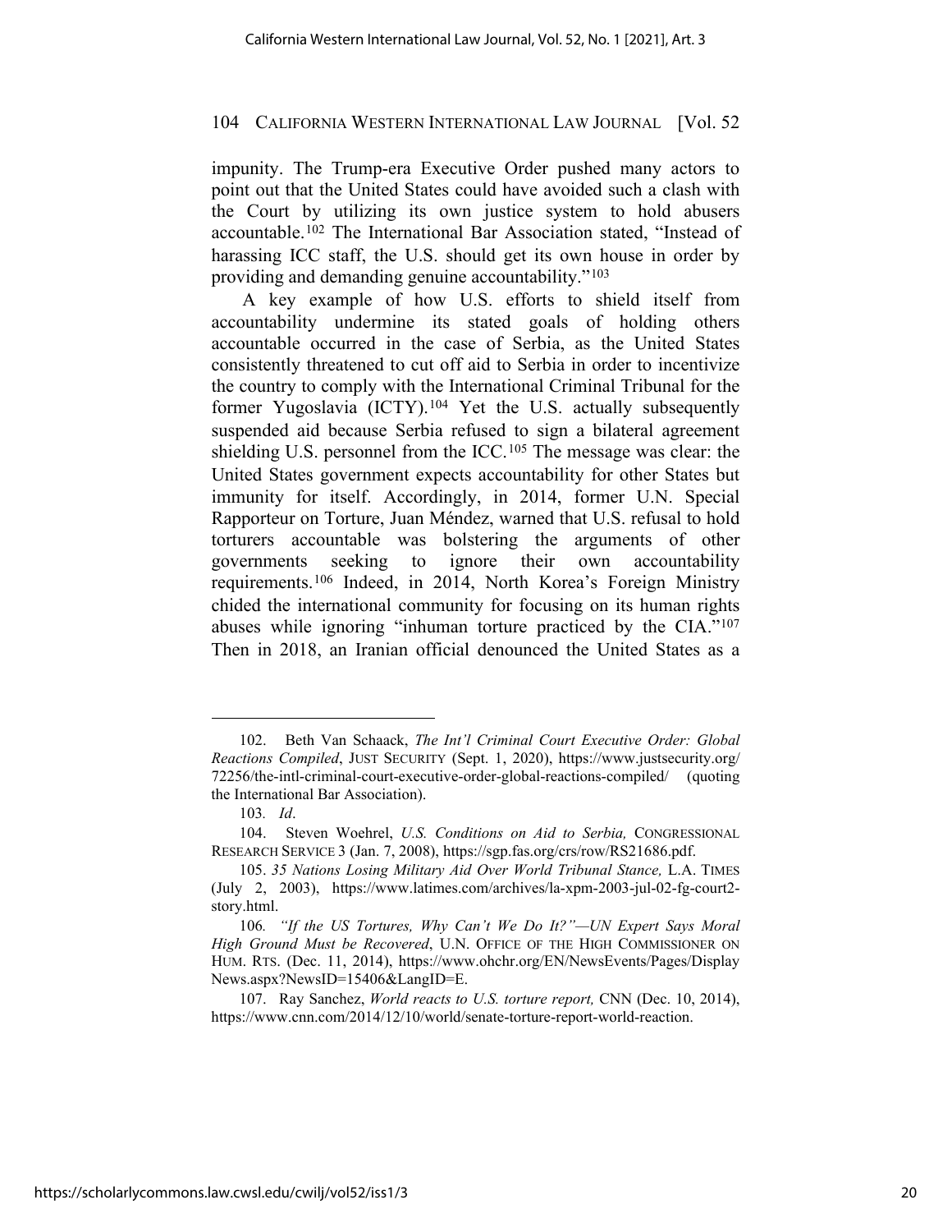impunity. The Trump-era Executive Order pushed many actors to point out that the United States could have avoided such a clash with the Court by utilizing its own justice system to hold abusers accountable.[102] The International Bar Association stated, "Instead of harassing ICC staff, the U.S. should get its own house in order by providing and demanding genuine accountability."[103]

A key example of how U.S. efforts to shield itself from accountability undermine its stated goals of holding others accountable occurred in the case of Serbia, as the United States consistently threatened to cut off aid to Serbia in order to incentivize the country to comply with the International Criminal Tribunal for the former Yugoslavia (ICTY).[104] Yet the U.S. actually subsequently suspended aid because Serbia refused to sign a bilateral agreement shielding U.S. personnel from the ICC.[105] The message was clear: the United States government expects accountability for other States but immunity for itself. Accordingly, in 2014, former U.N. Special Rapporteur on Torture, Juan Méndez, warned that U.S. refusal to hold torturers accountable was bolstering the arguments of other governments seeking to ignore their own accountability requirements.[106] Indeed, in 2014, North Korea's Foreign Ministry chided the international community for focusing on its human rights abuses while ignoring "inhuman torture practiced by the CIA."[107] Then in 2018, an Iranian official denounced the United States as a

---

102. Beth Van Schaack, *The Int'l Criminal Court Executive Order: Global Reactions Compiled*, JUST SECURITY (Sept. 1, 2020), https://www.justsecurity.org/72256/the-intl-criminal-court-executive-order-global-reactions-compiled/ (quoting the International Bar Association).

103. *Id*.

104. Steven Woehrel, *U.S. Conditions on Aid to Serbia,* CONGRESSIONAL RESEARCH SERVICE 3 (Jan. 7, 2008), https://sgp.fas.org/crs/row/RS21686.pdf.

105. *35 Nations Losing Military Aid Over World Tribunal Stance,* L.A. TIMES (July 2, 2003), https://www.latimes.com/archives/la-xpm-2003-jul-02-fg-court2-story.html.

106. *"If the US Tortures, Why Can't We Do It?"—UN Expert Says Moral High Ground Must be Recovered*, U.N. OFFICE OF THE HIGH COMMISSIONER ON HUM. RTS. (Dec. 11, 2014), https://www.ohchr.org/EN/NewsEvents/Pages/DisplayNews.aspx?NewsID=15406&LangID=E.

107. Ray Sanchez, *World reacts to U.S. torture report,* CNN (Dec. 10, 2014), https://www.cnn.com/2014/12/10/world/senate-torture-report-world-reaction.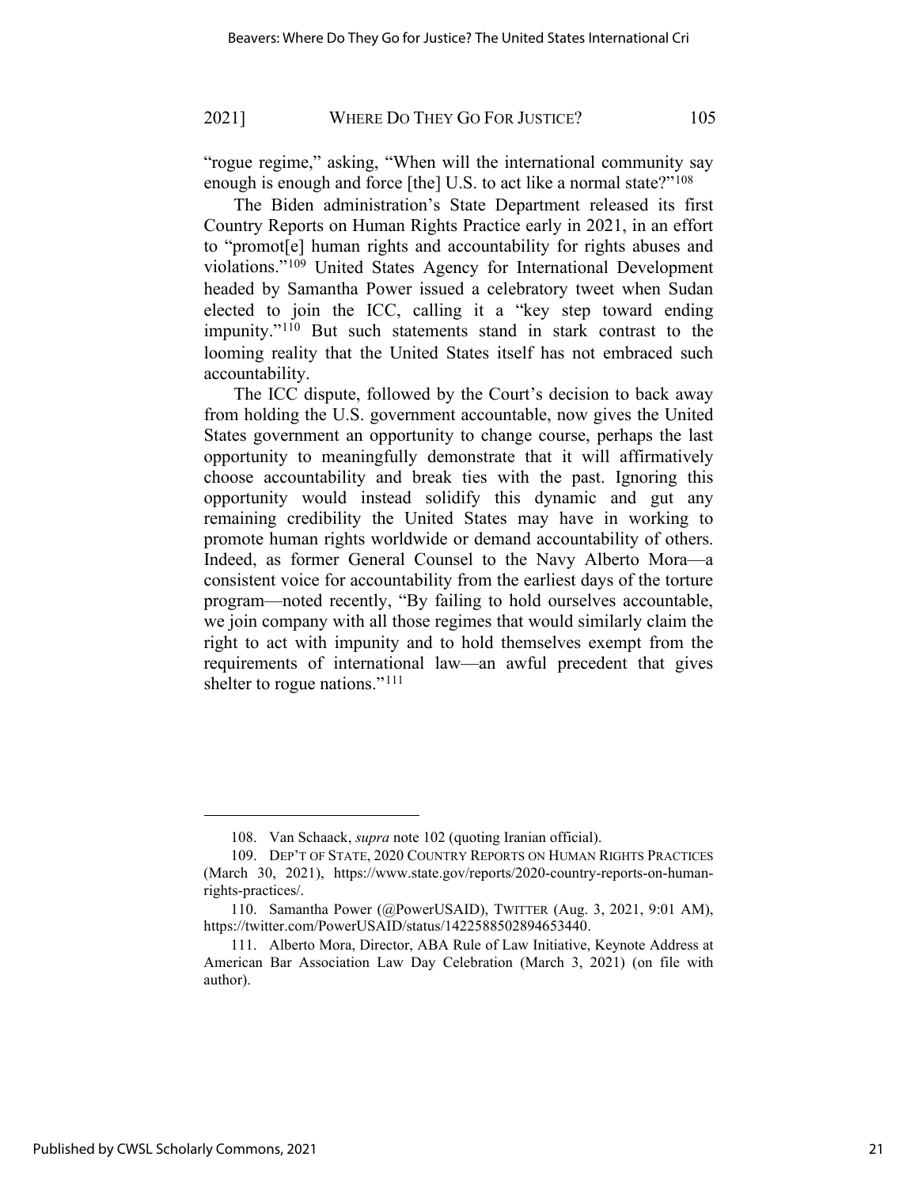"rogue regime," asking, "When will the international community say enough is enough and force [the] U.S. to act like a normal state?"[108]

The Biden administration's State Department released its first Country Reports on Human Rights Practice early in 2021, in an effort to "promot[e] human rights and accountability for rights abuses and violations."[109] United States Agency for International Development headed by Samantha Power issued a celebratory tweet when Sudan elected to join the ICC, calling it a "key step toward ending impunity."[110] But such statements stand in stark contrast to the looming reality that the United States itself has not embraced such accountability.

The ICC dispute, followed by the Court's decision to back away from holding the U.S. government accountable, now gives the United States government an opportunity to change course, perhaps the last opportunity to meaningfully demonstrate that it will affirmatively choose accountability and break ties with the past. Ignoring this opportunity would instead solidify this dynamic and gut any remaining credibility the United States may have in working to promote human rights worldwide or demand accountability of others. Indeed, as former General Counsel to the Navy Alberto Mora—a consistent voice for accountability from the earliest days of the torture program—noted recently, "By failing to hold ourselves accountable, we join company with all those regimes that would similarly claim the right to act with impunity and to hold themselves exempt from the requirements of international law—an awful precedent that gives shelter to rogue nations."[111]

---

108. Van Schaack, *supra* note 102 (quoting Iranian official).

109. DEP'T OF STATE, 2020 COUNTRY REPORTS ON HUMAN RIGHTS PRACTICES (March 30, 2021), https://www.state.gov/reports/2020-country-reports-on-human-rights-practices/.

110. Samantha Power (@PowerUSAID), TWITTER (Aug. 3, 2021, 9:01 AM), https://twitter.com/PowerUSAID/status/1422588502894653440.

111. Alberto Mora, Director, ABA Rule of Law Initiative, Keynote Address at American Bar Association Law Day Celebration (March 3, 2021) (on file with author).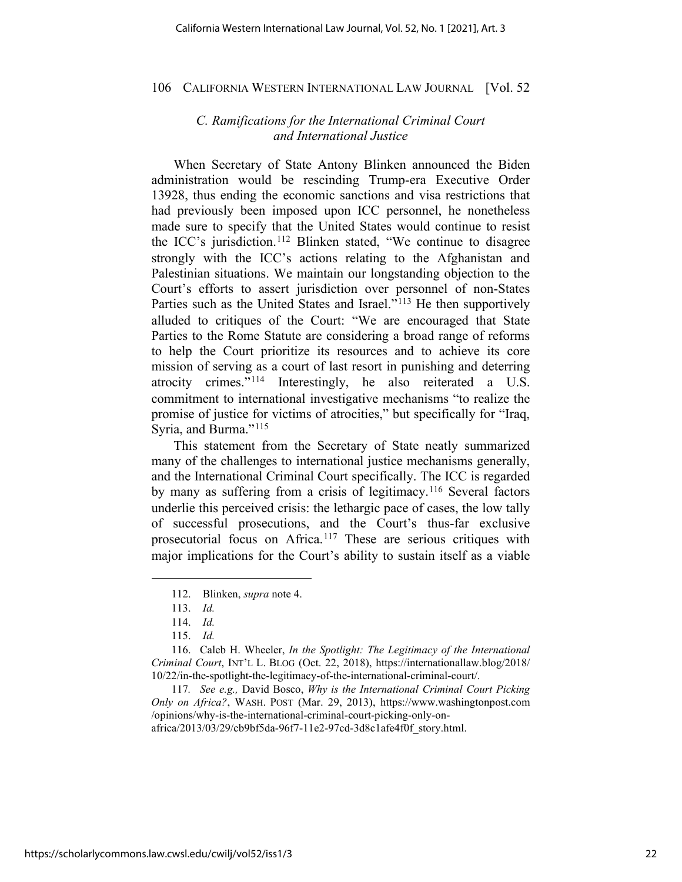### *C. Ramifications for the International Criminal Court and International Justice*

When Secretary of State Antony Blinken announced the Biden administration would be rescinding Trump-era Executive Order 13928, thus ending the economic sanctions and visa restrictions that had previously been imposed upon ICC personnel, he nonetheless made sure to specify that the United States would continue to resist the ICC's jurisdiction.[112] Blinken stated, "We continue to disagree strongly with the ICC's actions relating to the Afghanistan and Palestinian situations. We maintain our longstanding objection to the Court's efforts to assert jurisdiction over personnel of non-States Parties such as the United States and Israel."[113] He then supportively alluded to critiques of the Court: "We are encouraged that State Parties to the Rome Statute are considering a broad range of reforms to help the Court prioritize its resources and to achieve its core mission of serving as a court of last resort in punishing and deterring atrocity crimes."[114] Interestingly, he also reiterated a U.S. commitment to international investigative mechanisms "to realize the promise of justice for victims of atrocities," but specifically for "Iraq, Syria, and Burma."[115]

This statement from the Secretary of State neatly summarized many of the challenges to international justice mechanisms generally, and the International Criminal Court specifically. The ICC is regarded by many as suffering from a crisis of legitimacy.[116] Several factors underlie this perceived crisis: the lethargic pace of cases, the low tally of successful prosecutions, and the Court's thus-far exclusive prosecutorial focus on Africa.[117] These are serious critiques with major implications for the Court's ability to sustain itself as a viable

---

112. Blinken, *supra* note 4.

113. *Id.*

114. *Id.*

115. *Id.*

116. Caleb H. Wheeler, *In the Spotlight: The Legitimacy of the International Criminal Court*, INT'L L. BLOG (Oct. 22, 2018), https://internationallaw.blog/2018/10/22/in-the-spotlight-the-legitimacy-of-the-international-criminal-court/.

117. *See e.g.,* David Bosco, *Why is the International Criminal Court Picking Only on Africa?*, WASH. POST (Mar. 29, 2013), https://www.washingtonpost.com/opinions/why-is-the-international-criminal-court-picking-only-on-africa/2013/03/29/cb9bf5da-96f7-11e2-97cd-3d8c1afe4f0f_story.html.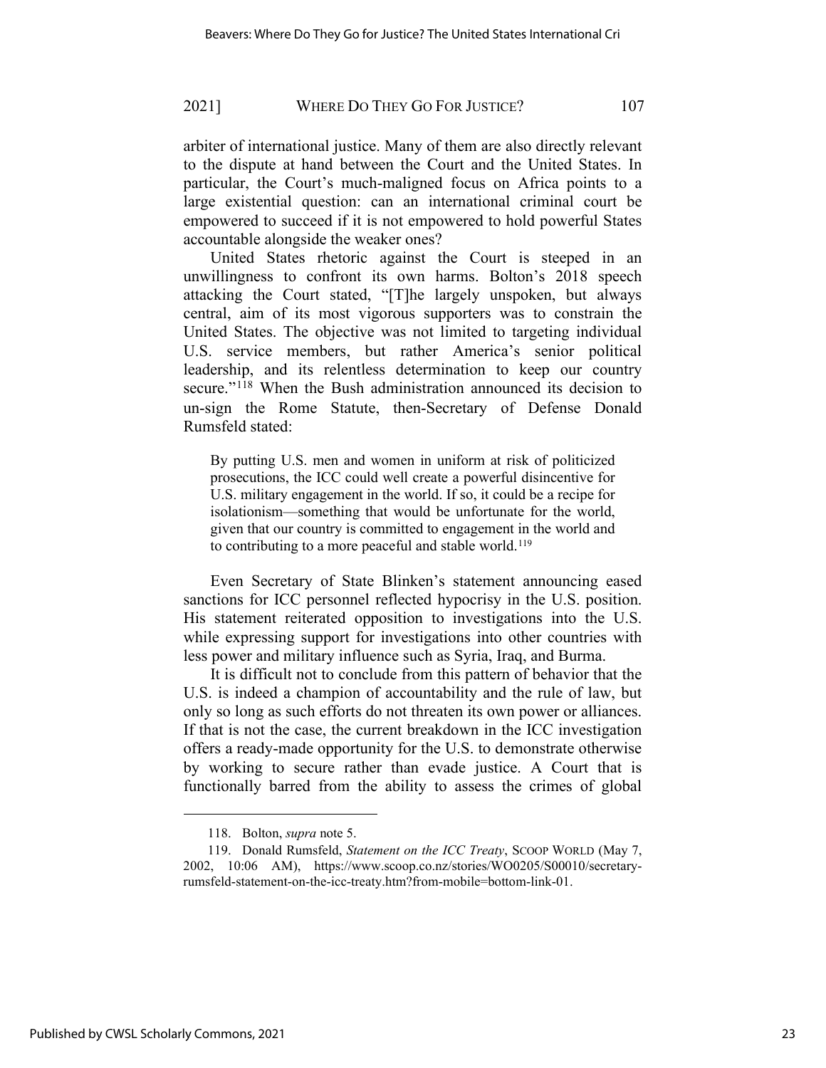arbiter of international justice. Many of them are also directly relevant to the dispute at hand between the Court and the United States. In particular, the Court's much-maligned focus on Africa points to a large existential question: can an international criminal court be empowered to succeed if it is not empowered to hold powerful States accountable alongside the weaker ones?

United States rhetoric against the Court is steeped in an unwillingness to confront its own harms. Bolton's 2018 speech attacking the Court stated, "[T]he largely unspoken, but always central, aim of its most vigorous supporters was to constrain the United States. The objective was not limited to targeting individual U.S. service members, but rather America's senior political leadership, and its relentless determination to keep our country secure."[118] When the Bush administration announced its decision to un-sign the Rome Statute, then-Secretary of Defense Donald Rumsfeld stated:

> By putting U.S. men and women in uniform at risk of politicized prosecutions, the ICC could well create a powerful disincentive for U.S. military engagement in the world. If so, it could be a recipe for isolationism—something that would be unfortunate for the world, given that our country is committed to engagement in the world and to contributing to a more peaceful and stable world.[119]

Even Secretary of State Blinken's statement announcing eased sanctions for ICC personnel reflected hypocrisy in the U.S. position. His statement reiterated opposition to investigations into the U.S. while expressing support for investigations into other countries with less power and military influence such as Syria, Iraq, and Burma.

It is difficult not to conclude from this pattern of behavior that the U.S. is indeed a champion of accountability and the rule of law, but only so long as such efforts do not threaten its own power or alliances. If that is not the case, the current breakdown in the ICC investigation offers a ready-made opportunity for the U.S. to demonstrate otherwise by working to secure rather than evade justice. A Court that is functionally barred from the ability to assess the crimes of global

---

118. Bolton, *supra* note 5.

119. Donald Rumsfeld, *Statement on the ICC Treaty*, SCOOP WORLD (May 7, 2002, 10:06 AM), https://www.scoop.co.nz/stories/WO0205/S00010/secretary-rumsfeld-statement-on-the-icc-treaty.htm?from-mobile=bottom-link-01.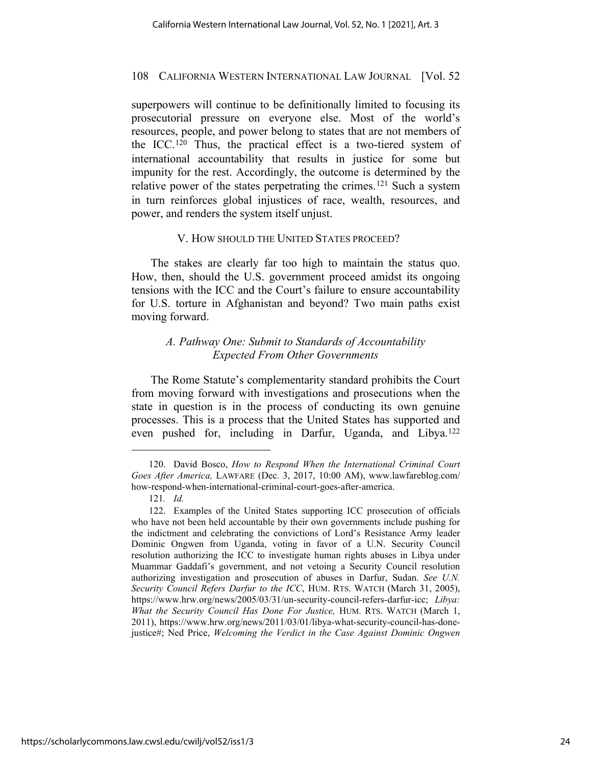superpowers will continue to be definitionally limited to focusing its prosecutorial pressure on everyone else. Most of the world's resources, people, and power belong to states that are not members of the ICC.[120] Thus, the practical effect is a two-tiered system of international accountability that results in justice for some but impunity for the rest. Accordingly, the outcome is determined by the relative power of the states perpetrating the crimes.[121] Such a system in turn reinforces global injustices of race, wealth, resources, and power, and renders the system itself unjust.

## V. HOW SHOULD THE UNITED STATES PROCEED?

The stakes are clearly far too high to maintain the status quo. How, then, should the U.S. government proceed amidst its ongoing tensions with the ICC and the Court's failure to ensure accountability for U.S. torture in Afghanistan and beyond? Two main paths exist moving forward.

### *A. Pathway One: Submit to Standards of Accountability Expected From Other Governments*

The Rome Statute's complementarity standard prohibits the Court from moving forward with investigations and prosecutions when the state in question is in the process of conducting its own genuine processes. This is a process that the United States has supported and even pushed for, including in Darfur, Uganda, and Libya.[122]

---

120. David Bosco, *How to Respond When the International Criminal Court Goes After America,* LAWFARE (Dec. 3, 2017, 10:00 AM), www.lawfareblog.com/how-respond-when-international-criminal-court-goes-after-america.

121. *Id.*

122. Examples of the United States supporting ICC prosecution of officials who have not been held accountable by their own governments include pushing for the indictment and celebrating the convictions of Lord's Resistance Army leader Dominic Ongwen from Uganda, voting in favor of a U.N. Security Council resolution authorizing the ICC to investigate human rights abuses in Libya under Muammar Gaddafi's government, and not vetoing a Security Council resolution authorizing investigation and prosecution of abuses in Darfur, Sudan. *See U.N. Security Council Refers Darfur to the ICC*, HUM. RTS. WATCH (March 31, 2005), https://www.hrw.org/news/2005/03/31/un-security-council-refers-darfur-icc; *Libya: What the Security Council Has Done For Justice,* HUM. RTS. WATCH (March 1, 2011), https://www.hrw.org/news/2011/03/01/libya-what-security-council-has-done-justice#; Ned Price, *Welcoming the Verdict in the Case Against Dominic Ongwen*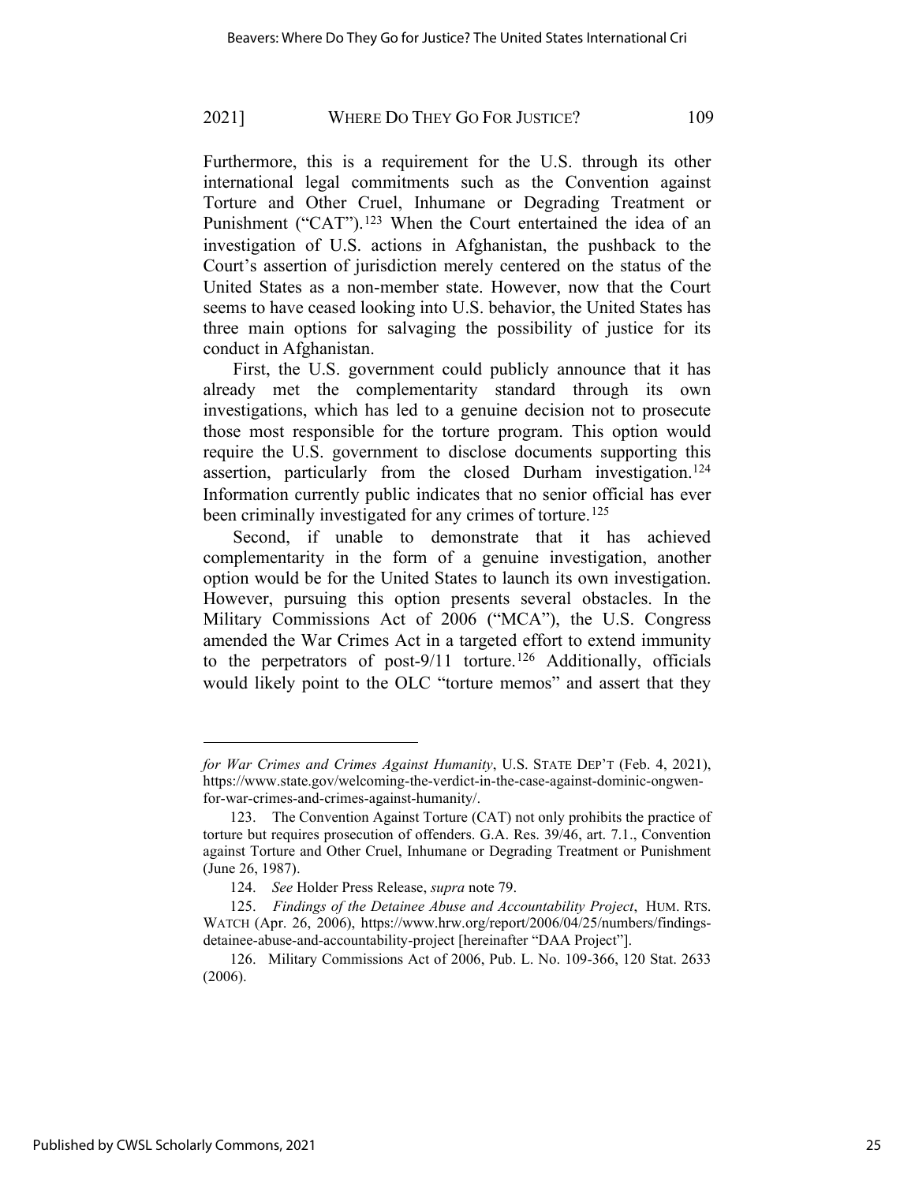Furthermore, this is a requirement for the U.S. through its other international legal commitments such as the Convention against Torture and Other Cruel, Inhumane or Degrading Treatment or Punishment ("CAT").[123] When the Court entertained the idea of an investigation of U.S. actions in Afghanistan, the pushback to the Court's assertion of jurisdiction merely centered on the status of the United States as a non-member state. However, now that the Court seems to have ceased looking into U.S. behavior, the United States has three main options for salvaging the possibility of justice for its conduct in Afghanistan.

First, the U.S. government could publicly announce that it has already met the complementarity standard through its own investigations, which has led to a genuine decision not to prosecute those most responsible for the torture program. This option would require the U.S. government to disclose documents supporting this assertion, particularly from the closed Durham investigation.[124] Information currently public indicates that no senior official has ever been criminally investigated for any crimes of torture.[125]

Second, if unable to demonstrate that it has achieved complementarity in the form of a genuine investigation, another option would be for the United States to launch its own investigation. However, pursuing this option presents several obstacles. In the Military Commissions Act of 2006 ("MCA"), the U.S. Congress amended the War Crimes Act in a targeted effort to extend immunity to the perpetrators of post-9/11 torture.[126] Additionally, officials would likely point to the OLC "torture memos" and assert that they

---

*for War Crimes and Crimes Against Humanity*, U.S. STATE DEP'T (Feb. 4, 2021), https://www.state.gov/welcoming-the-verdict-in-the-case-against-dominic-ongwen-for-war-crimes-and-crimes-against-humanity/.

123. The Convention Against Torture (CAT) not only prohibits the practice of torture but requires prosecution of offenders. G.A. Res. 39/46, art. 7.1., Convention against Torture and Other Cruel, Inhumane or Degrading Treatment or Punishment (June 26, 1987).

124. *See* Holder Press Release, *supra* note 79.

125. *Findings of the Detainee Abuse and Accountability Project*, HUM. RTS. WATCH (Apr. 26, 2006), https://www.hrw.org/report/2006/04/25/numbers/findings-detainee-abuse-and-accountability-project [hereinafter "DAA Project"].

126. Military Commissions Act of 2006, Pub. L. No. 109-366, 120 Stat. 2633 (2006).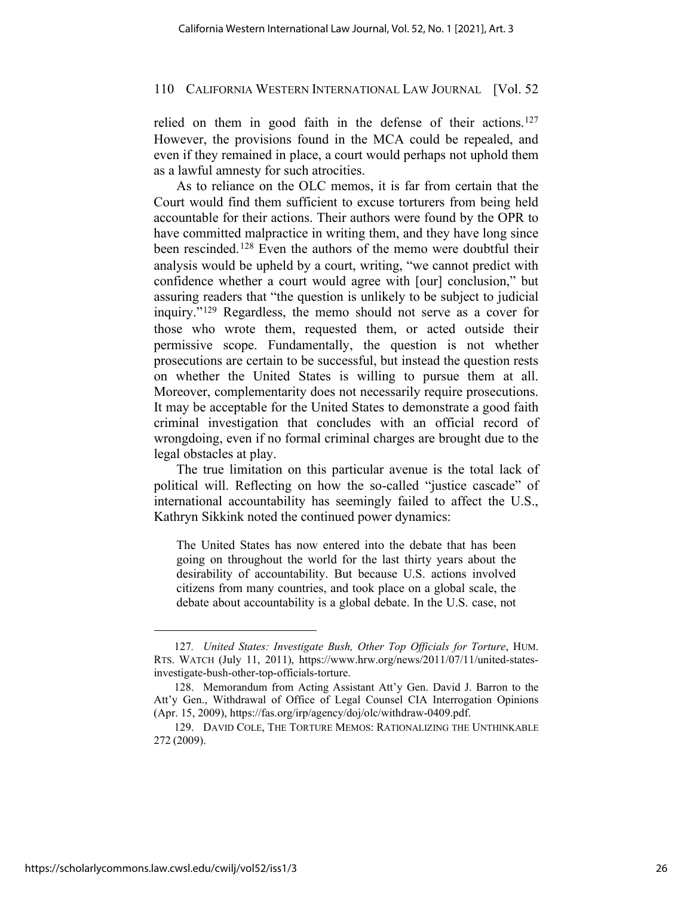relied on them in good faith in the defense of their actions.[127] However, the provisions found in the MCA could be repealed, and even if they remained in place, a court would perhaps not uphold them as a lawful amnesty for such atrocities.

As to reliance on the OLC memos, it is far from certain that the Court would find them sufficient to excuse torturers from being held accountable for their actions. Their authors were found by the OPR to have committed malpractice in writing them, and they have long since been rescinded.[128] Even the authors of the memo were doubtful their analysis would be upheld by a court, writing, "we cannot predict with confidence whether a court would agree with [our] conclusion," but assuring readers that "the question is unlikely to be subject to judicial inquiry."[129] Regardless, the memo should not serve as a cover for those who wrote them, requested them, or acted outside their permissive scope. Fundamentally, the question is not whether prosecutions are certain to be successful, but instead the question rests on whether the United States is willing to pursue them at all. Moreover, complementarity does not necessarily require prosecutions. It may be acceptable for the United States to demonstrate a good faith criminal investigation that concludes with an official record of wrongdoing, even if no formal criminal charges are brought due to the legal obstacles at play.

The true limitation on this particular avenue is the total lack of political will. Reflecting on how the so-called "justice cascade" of international accountability has seemingly failed to affect the U.S., Kathryn Sikkink noted the continued power dynamics:

> The United States has now entered into the debate that has been going on throughout the world for the last thirty years about the desirability of accountability. But because U.S. actions involved citizens from many countries, and took place on a global scale, the debate about accountability is a global debate. In the U.S. case, not

---

127. *United States: Investigate Bush, Other Top Officials for Torture*, HUM. RTS. WATCH (July 11, 2011), https://www.hrw.org/news/2011/07/11/united-states-investigate-bush-other-top-officials-torture.

128. Memorandum from Acting Assistant Att'y Gen. David J. Barron to the Att'y Gen., Withdrawal of Office of Legal Counsel CIA Interrogation Opinions (Apr. 15, 2009), https://fas.org/irp/agency/doj/olc/withdraw-0409.pdf.

129. DAVID COLE, THE TORTURE MEMOS: RATIONALIZING THE UNTHINKABLE 272 (2009).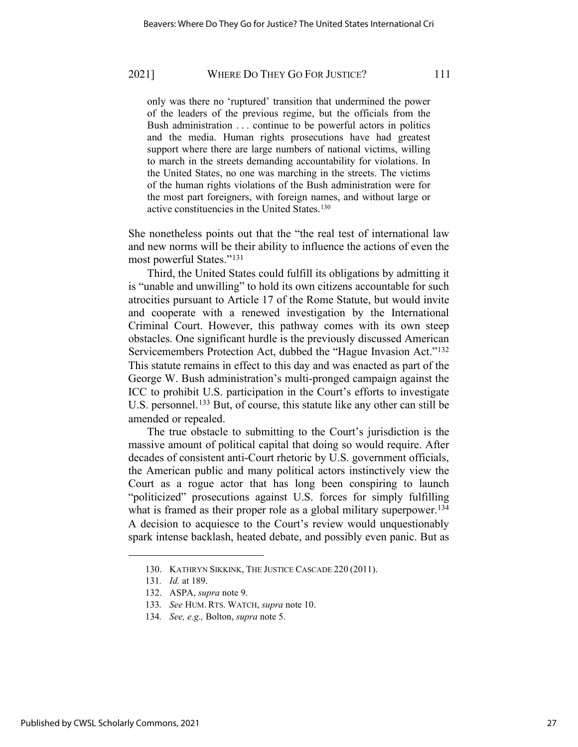> only was there no 'ruptured' transition that undermined the power of the leaders of the previous regime, but the officials from the Bush administration . . . continue to be powerful actors in politics and the media. Human rights prosecutions have had greatest support where there are large numbers of national victims, willing to march in the streets demanding accountability for violations. In the United States, no one was marching in the streets. The victims of the human rights violations of the Bush administration were for the most part foreigners, with foreign names, and without large or active constituencies in the United States.[130]

She nonetheless points out that the "the real test of international law and new norms will be their ability to influence the actions of even the most powerful States."[131]

Third, the United States could fulfill its obligations by admitting it is "unable and unwilling" to hold its own citizens accountable for such atrocities pursuant to Article 17 of the Rome Statute, but would invite and cooperate with a renewed investigation by the International Criminal Court. However, this pathway comes with its own steep obstacles. One significant hurdle is the previously discussed American Servicemembers Protection Act, dubbed the "Hague Invasion Act."[132] This statute remains in effect to this day and was enacted as part of the George W. Bush administration's multi-pronged campaign against the ICC to prohibit U.S. participation in the Court's efforts to investigate U.S. personnel.[133] But, of course, this statute like any other can still be amended or repealed.

The true obstacle to submitting to the Court's jurisdiction is the massive amount of political capital that doing so would require. After decades of consistent anti-Court rhetoric by U.S. government officials, the American public and many political actors instinctively view the Court as a rogue actor that has long been conspiring to launch "politicized" prosecutions against U.S. forces for simply fulfilling what is framed as their proper role as a global military superpower.[134] A decision to acquiesce to the Court's review would unquestionably spark intense backlash, heated debate, and possibly even panic. But as

---

130. KATHRYN SIKKINK, THE JUSTICE CASCADE 220 (2011).

131. *Id.* at 189.

132. ASPA, *supra* note 9.

133. *See* HUM. RTS. WATCH, *supra* note 10.

134. *See, e.g.,* Bolton, *supra* note 5.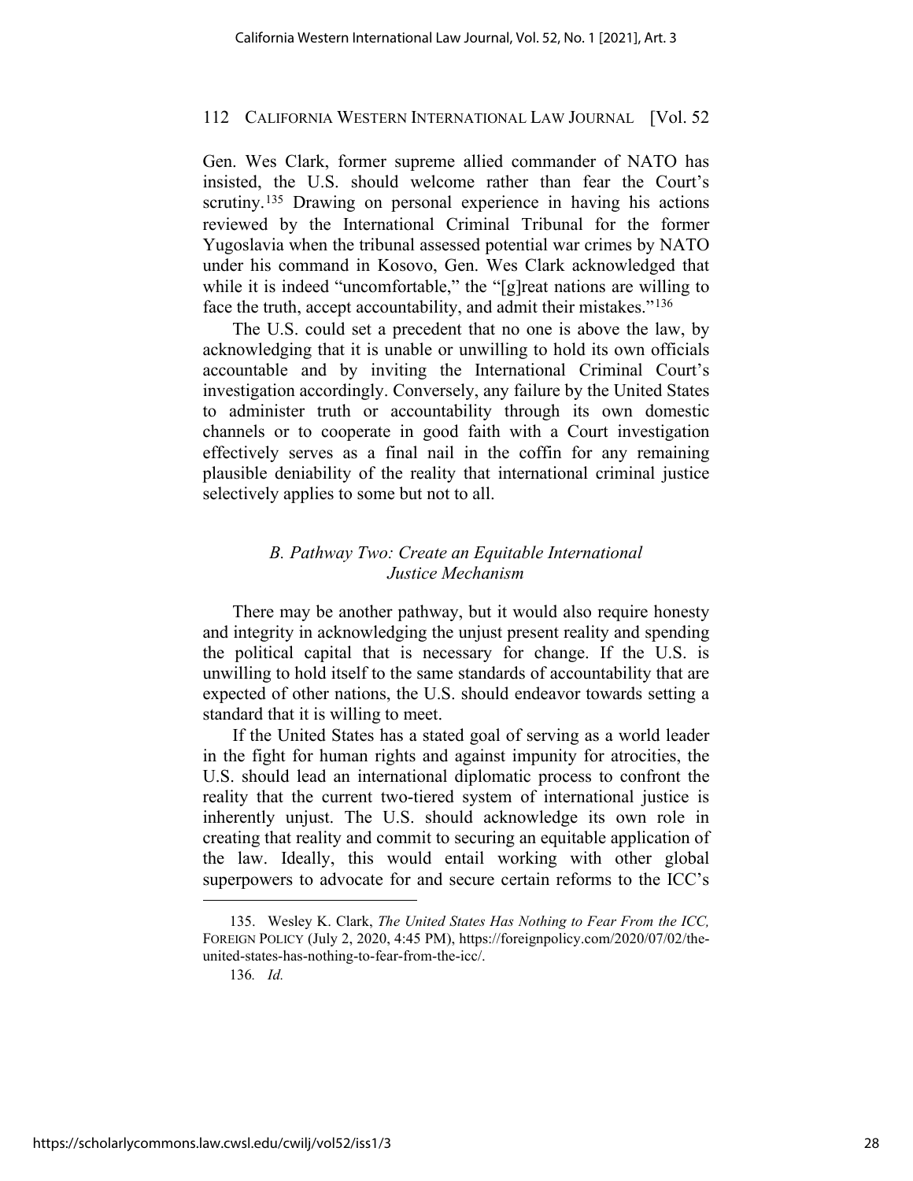Gen. Wes Clark, former supreme allied commander of NATO has insisted, the U.S. should welcome rather than fear the Court's scrutiny.[135] Drawing on personal experience in having his actions reviewed by the International Criminal Tribunal for the former Yugoslavia when the tribunal assessed potential war crimes by NATO under his command in Kosovo, Gen. Wes Clark acknowledged that while it is indeed "uncomfortable," the "[g]reat nations are willing to face the truth, accept accountability, and admit their mistakes."[136]

The U.S. could set a precedent that no one is above the law, by acknowledging that it is unable or unwilling to hold its own officials accountable and by inviting the International Criminal Court's investigation accordingly. Conversely, any failure by the United States to administer truth or accountability through its own domestic channels or to cooperate in good faith with a Court investigation effectively serves as a final nail in the coffin for any remaining plausible deniability of the reality that international criminal justice selectively applies to some but not to all.

### *B. Pathway Two: Create an Equitable International Justice Mechanism*

There may be another pathway, but it would also require honesty and integrity in acknowledging the unjust present reality and spending the political capital that is necessary for change. If the U.S. is unwilling to hold itself to the same standards of accountability that are expected of other nations, the U.S. should endeavor towards setting a standard that it is willing to meet.

If the United States has a stated goal of serving as a world leader in the fight for human rights and against impunity for atrocities, the U.S. should lead an international diplomatic process to confront the reality that the current two-tiered system of international justice is inherently unjust. The U.S. should acknowledge its own role in creating that reality and commit to securing an equitable application of the law. Ideally, this would entail working with other global superpowers to advocate for and secure certain reforms to the ICC's

---

135. Wesley K. Clark, *The United States Has Nothing to Fear From the ICC,* FOREIGN POLICY (July 2, 2020, 4:45 PM), https://foreignpolicy.com/2020/07/02/the-united-states-has-nothing-to-fear-from-the-icc/.

136. *Id.*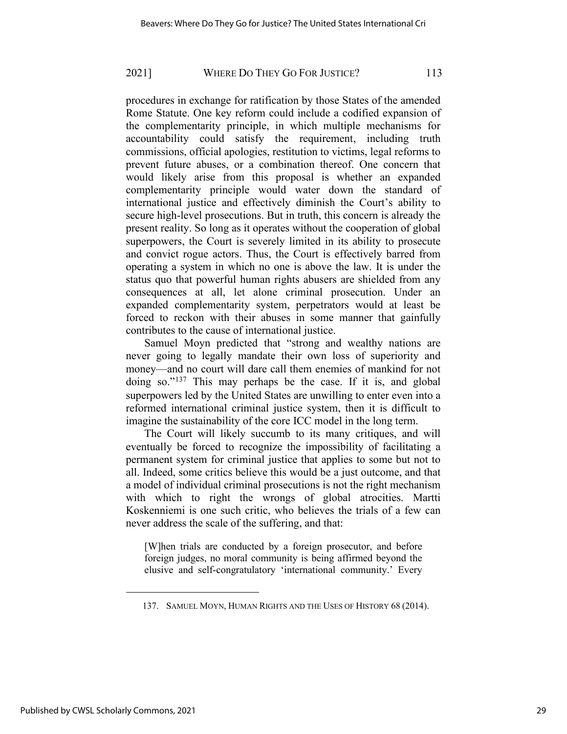procedures in exchange for ratification by those States of the amended Rome Statute. One key reform could include a codified expansion of the complementarity principle, in which multiple mechanisms for accountability could satisfy the requirement, including truth commissions, official apologies, restitution to victims, legal reforms to prevent future abuses, or a combination thereof. One concern that would likely arise from this proposal is whether an expanded complementarity principle would water down the standard of international justice and effectively diminish the Court's ability to secure high-level prosecutions. But in truth, this concern is already the present reality. So long as it operates without the cooperation of global superpowers, the Court is severely limited in its ability to prosecute and convict rogue actors. Thus, the Court is effectively barred from operating a system in which no one is above the law. It is under the status quo that powerful human rights abusers are shielded from any consequences at all, let alone criminal prosecution. Under an expanded complementarity system, perpetrators would at least be forced to reckon with their abuses in some manner that gainfully contributes to the cause of international justice.

Samuel Moyn predicted that "strong and wealthy nations are never going to legally mandate their own loss of superiority and money—and no court will dare call them enemies of mankind for not doing so."[137] This may perhaps be the case. If it is, and global superpowers led by the United States are unwilling to enter even into a reformed international criminal justice system, then it is difficult to imagine the sustainability of the core ICC model in the long term.

The Court will likely succumb to its many critiques, and will eventually be forced to recognize the impossibility of facilitating a permanent system for criminal justice that applies to some but not to all. Indeed, some critics believe this would be a just outcome, and that a model of individual criminal prosecutions is not the right mechanism with which to right the wrongs of global atrocities. Martti Koskenniemi is one such critic, who believes the trials of a few can never address the scale of the suffering, and that:

> [W]hen trials are conducted by a foreign prosecutor, and before foreign judges, no moral community is being affirmed beyond the elusive and self-congratulatory 'international community.' Every

137. SAMUEL MOYN, HUMAN RIGHTS AND THE USES OF HISTORY 68 (2014).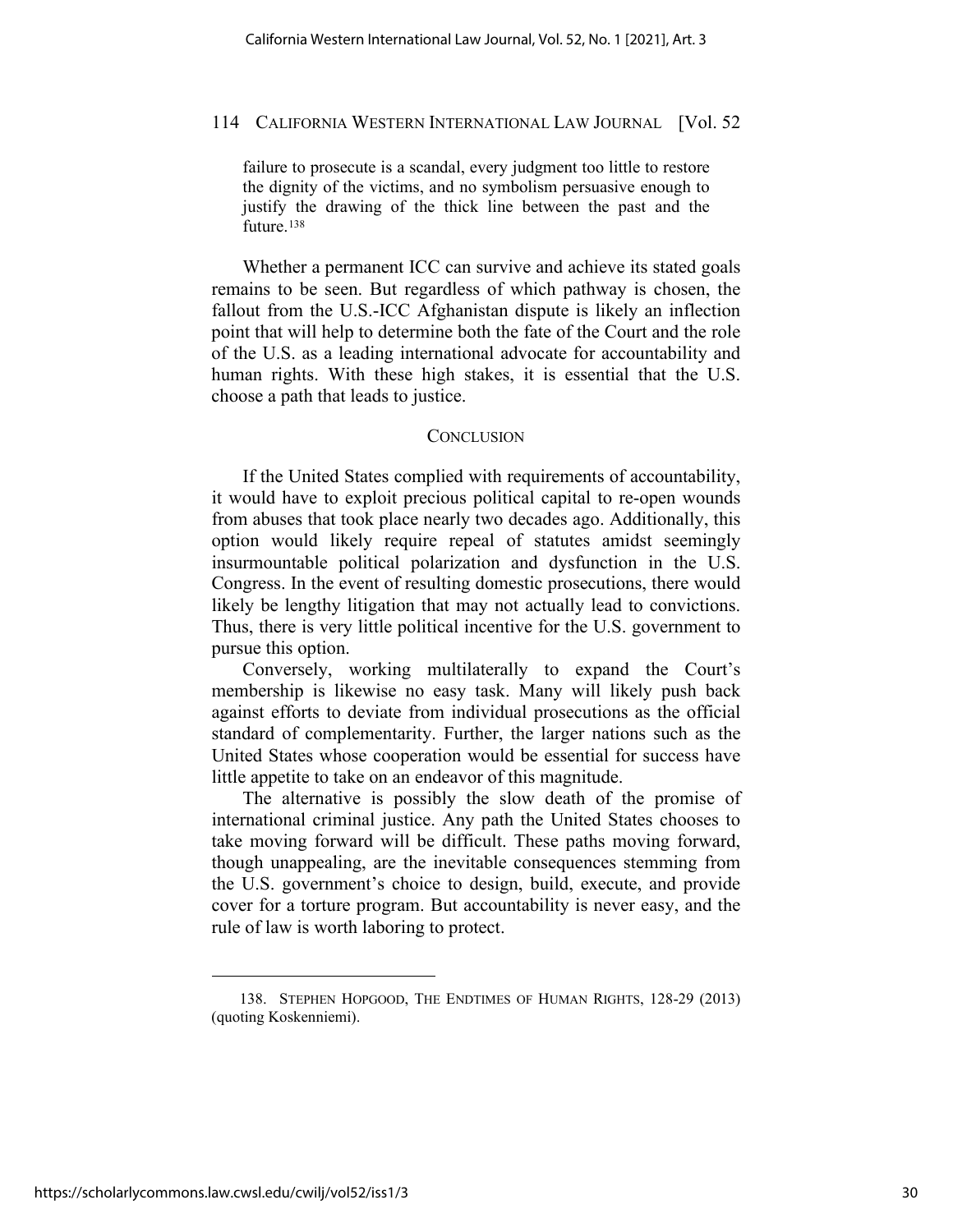> failure to prosecute is a scandal, every judgment too little to restore the dignity of the victims, and no symbolism persuasive enough to justify the drawing of the thick line between the past and the future.[138]

Whether a permanent ICC can survive and achieve its stated goals remains to be seen. But regardless of which pathway is chosen, the fallout from the U.S.-ICC Afghanistan dispute is likely an inflection point that will help to determine both the fate of the Court and the role of the U.S. as a leading international advocate for accountability and human rights. With these high stakes, it is essential that the U.S. choose a path that leads to justice.

## CONCLUSION

If the United States complied with requirements of accountability, it would have to exploit precious political capital to re-open wounds from abuses that took place nearly two decades ago. Additionally, this option would likely require repeal of statutes amidst seemingly insurmountable political polarization and dysfunction in the U.S. Congress. In the event of resulting domestic prosecutions, there would likely be lengthy litigation that may not actually lead to convictions. Thus, there is very little political incentive for the U.S. government to pursue this option.

Conversely, working multilaterally to expand the Court's membership is likewise no easy task. Many will likely push back against efforts to deviate from individual prosecutions as the official standard of complementarity. Further, the larger nations such as the United States whose cooperation would be essential for success have little appetite to take on an endeavor of this magnitude.

The alternative is possibly the slow death of the promise of international criminal justice. Any path the United States chooses to take moving forward will be difficult. These paths moving forward, though unappealing, are the inevitable consequences stemming from the U.S. government's choice to design, build, execute, and provide cover for a torture program. But accountability is never easy, and the rule of law is worth laboring to protect.

---

138. STEPHEN HOPGOOD, THE ENDTIMES OF HUMAN RIGHTS, 128-29 (2013) (quoting Koskenniemi).